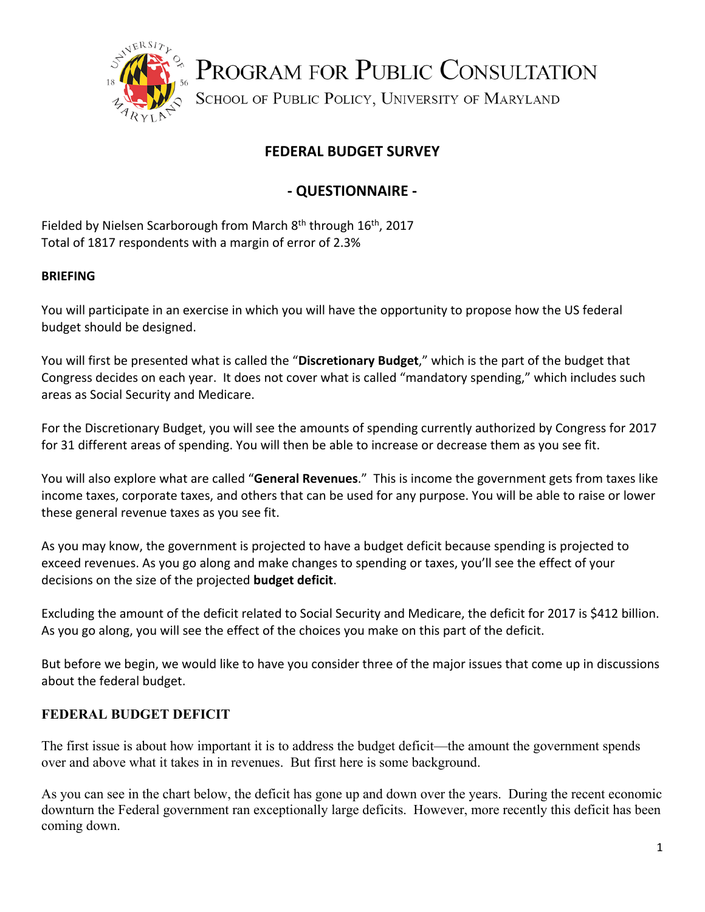# PROGRAM FOR PUBLIC CONSULTATION

SCHOOL OF PUBLIC POLICY, UNIVERSITY OF MARYLAND

## FEDERAL BUDGET SURVEY

## - QUESTIONNAIRE -

Fielded by Nielsen Scarborough from March 8th through 16th, 2017
Total of 1817 respondents with a margin of error of 2.3%

**BRIEFING**

You will participate in an exercise in which you will have the opportunity to propose how the US federal budget should be designed.

You will first be presented what is called the "**Discretionary Budget**," which is the part of the budget that Congress decides on each year. It does not cover what is called "mandatory spending," which includes such areas as Social Security and Medicare.

For the Discretionary Budget, you will see the amounts of spending currently authorized by Congress for 2017 for 31 different areas of spending. You will then be able to increase or decrease them as you see fit.

You will also explore what are called "**General Revenues**." This is income the government gets from taxes like income taxes, corporate taxes, and others that can be used for any purpose. You will be able to raise or lower these general revenue taxes as you see fit.

As you may know, the government is projected to have a budget deficit because spending is projected to exceed revenues. As you go along and make changes to spending or taxes, you'll see the effect of your decisions on the size of the projected **budget deficit**.

Excluding the amount of the deficit related to Social Security and Medicare, the deficit for 2017 is $412 billion. As you go along, you will see the effect of the choices you make on this part of the deficit.

But before we begin, we would like to have you consider three of the major issues that come up in discussions about the federal budget.

### FEDERAL BUDGET DEFICIT

The first issue is about how important it is to address the budget deficit—the amount the government spends over and above what it takes in in revenues. But first here is some background.

As you can see in the chart below, the deficit has gone up and down over the years. During the recent economic downturn the Federal government ran exceptionally large deficits. However, more recently this deficit has been coming down.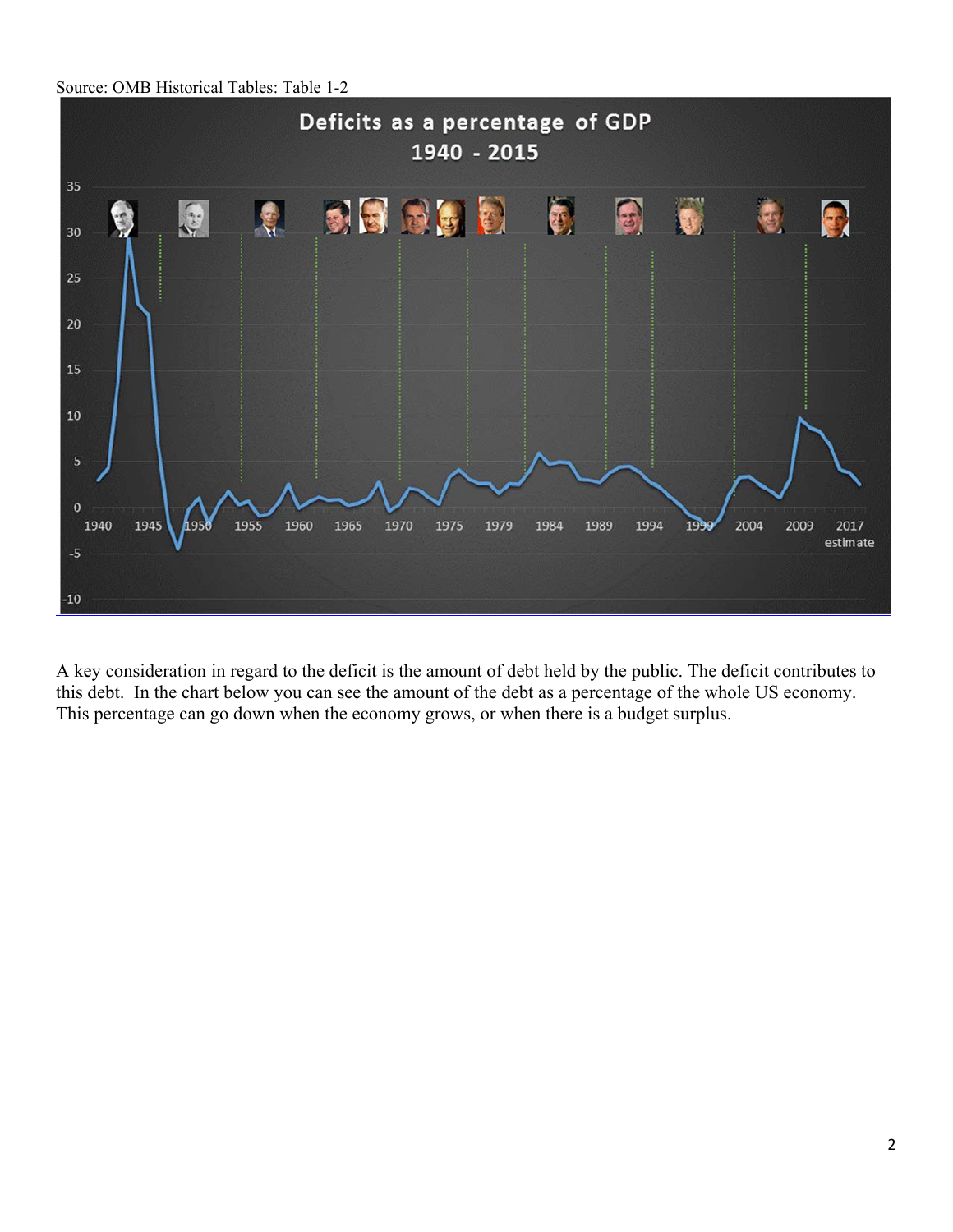Source: OMB Historical Tables: Table 1-2

A key consideration in regard to the deficit is the amount of debt held by the public. The deficit contributes to this debt. In the chart below you can see the amount of the debt as a percentage of the whole US economy. This percentage can go down when the economy grows, or when there is a budget surplus.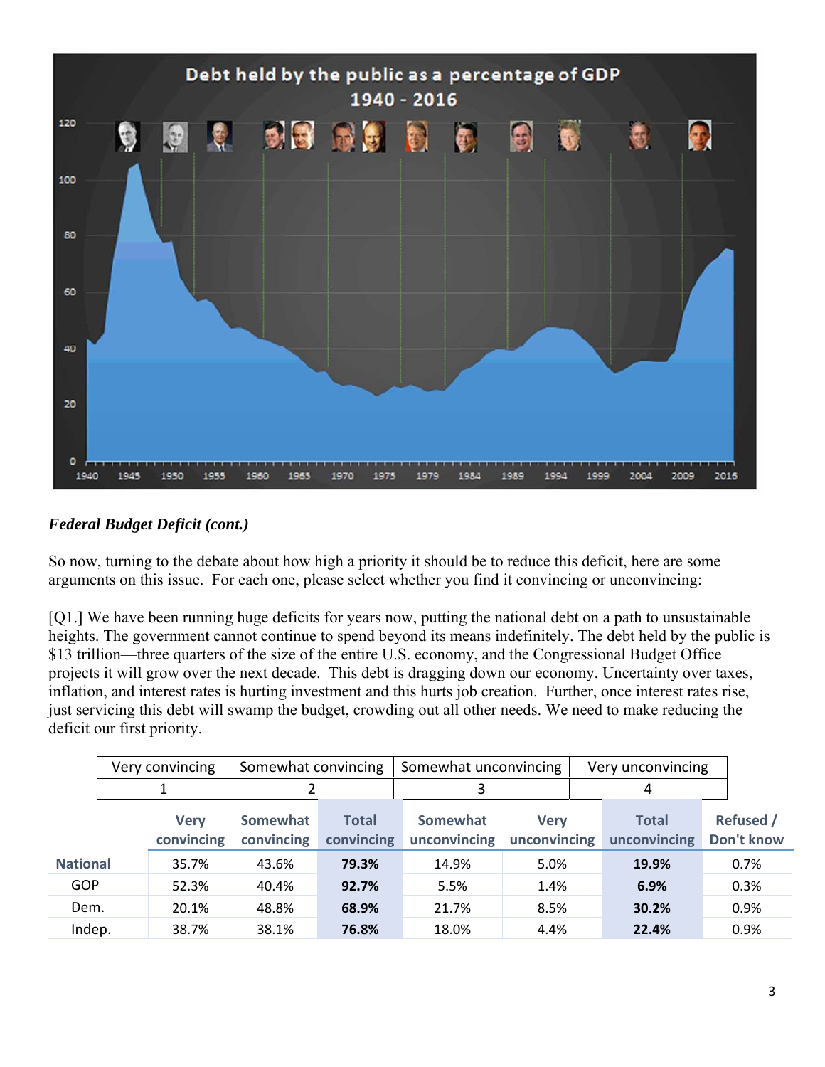*Federal Budget Deficit (cont.)*

So now, turning to the debate about how high a priority it should be to reduce this deficit, here are some arguments on this issue. For each one, please select whether you find it convincing or unconvincing:

[Q1.] We have been running huge deficits for years now, putting the national debt on a path to unsustainable heights. The government cannot continue to spend beyond its means indefinitely. The debt held by the public is $13 trillion—three quarters of the size of the entire U.S. economy, and the Congressional Budget Office projects it will grow over the next decade. This debt is dragging down our economy. Uncertainty over taxes, inflation, and interest rates is hurting investment and this hurts job creation. Further, once interest rates rise, just servicing this debt will swamp the budget, crowding out all other needs. We need to make reducing the deficit our first priority.

| Very convincing | Somewhat convincing | Somewhat unconvincing | Very unconvincing |
|---|---|---|---|
| 1 | 2 | 3 | 4 |

| | Very convincing | Somewhat convincing | Total convincing | Somewhat unconvincing | Very unconvincing | Total unconvincing | Refused / Don't know |
|---|---|---|---|---|---|---|---|
| **National** | 35.7% | 43.6% | **79.3%** | 14.9% | 5.0% | **19.9%** | 0.7% |
| GOP | 52.3% | 40.4% | **92.7%** | 5.5% | 1.4% | **6.9%** | 0.3% |
| Dem. | 20.1% | 48.8% | **68.9%** | 21.7% | 8.5% | **30.2%** | 0.9% |
| Indep. | 38.7% | 38.1% | **76.8%** | 18.0% | 4.4% | **22.4%** | 0.9% |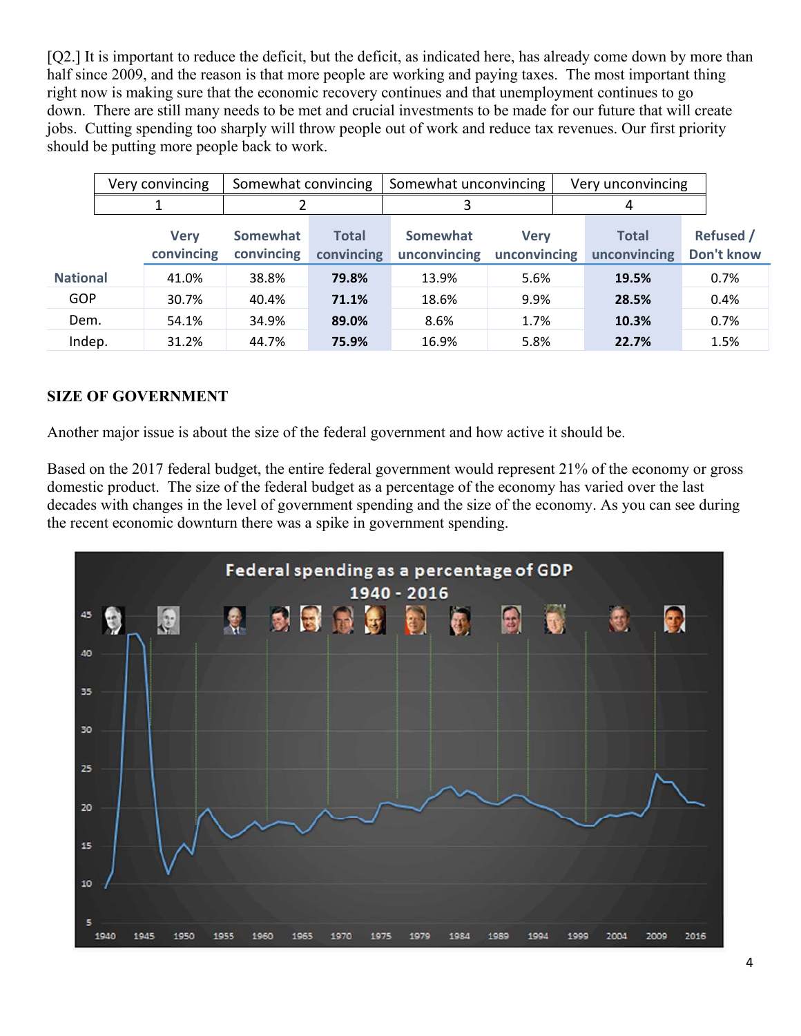[Q2.] It is important to reduce the deficit, but the deficit, as indicated here, has already come down by more than half since 2009, and the reason is that more people are working and paying taxes. The most important thing right now is making sure that the economic recovery continues and that unemployment continues to go down. There are still many needs to be met and crucial investments to be made for our future that will create jobs. Cutting spending too sharply will throw people out of work and reduce tax revenues. Our first priority should be putting more people back to work.

| Very convincing | Somewhat convincing | Somewhat unconvincing | Very unconvincing |
|---|---|---|---|
| 1 | 2 | 3 | 4 |

| | Very convincing | Somewhat convincing | Total convincing | Somewhat unconvincing | Very unconvincing | Total unconvincing | Refused / Don't know |
|---|---|---|---|---|---|---|---|
| **National** | 41.0% | 38.8% | **79.8%** | 13.9% | 5.6% | **19.5%** | 0.7% |
| GOP | 30.7% | 40.4% | **71.1%** | 18.6% | 9.9% | **28.5%** | 0.4% |
| Dem. | 54.1% | 34.9% | **89.0%** | 8.6% | 1.7% | **10.3%** | 0.7% |
| Indep. | 31.2% | 44.7% | **75.9%** | 16.9% | 5.8% | **22.7%** | 1.5% |

**SIZE OF GOVERNMENT**

Another major issue is about the size of the federal government and how active it should be.

Based on the 2017 federal budget, the entire federal government would represent 21% of the economy or gross domestic product. The size of the federal budget as a percentage of the economy has varied over the last decades with changes in the level of government spending and the size of the economy. As you can see during the recent economic downturn there was a spike in government spending.

Federal spending as a percentage of GDP 1940 - 2016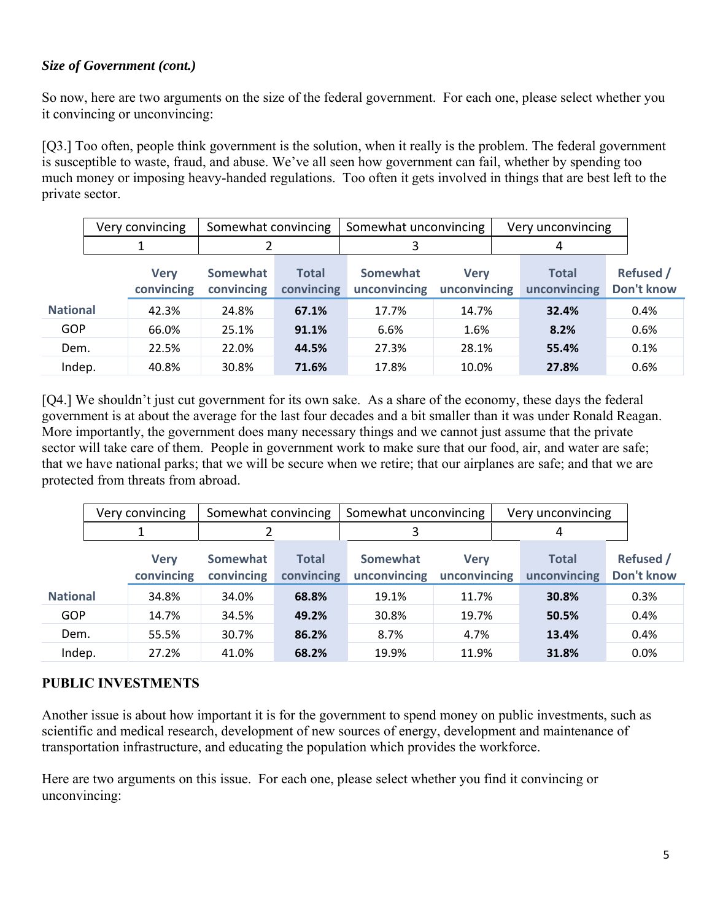*Size of Government (cont.)*

So now, here are two arguments on the size of the federal government. For each one, please select whether you it convincing or unconvincing:

[Q3.] Too often, people think government is the solution, when it really is the problem. The federal government is susceptible to waste, fraud, and abuse. We've all seen how government can fail, whether by spending too much money or imposing heavy-handed regulations. Too often it gets involved in things that are best left to the private sector.

| Very convincing | Somewhat convincing | Somewhat unconvincing | Very unconvincing |
|---|---|---|---|
| 1 | 2 | 3 | 4 |

| | Very convincing | Somewhat convincing | Total convincing | Somewhat unconvincing | Very unconvincing | Total unconvincing | Refused / Don't know |
|---|---|---|---|---|---|---|---|
| **National** | 42.3% | 24.8% | **67.1%** | 17.7% | 14.7% | **32.4%** | 0.4% |
| GOP | 66.0% | 25.1% | **91.1%** | 6.6% | 1.6% | **8.2%** | 0.6% |
| Dem. | 22.5% | 22.0% | **44.5%** | 27.3% | 28.1% | **55.4%** | 0.1% |
| Indep. | 40.8% | 30.8% | **71.6%** | 17.8% | 10.0% | **27.8%** | 0.6% |

[Q4.] We shouldn't just cut government for its own sake. As a share of the economy, these days the federal government is at about the average for the last four decades and a bit smaller than it was under Ronald Reagan. More importantly, the government does many necessary things and we cannot just assume that the private sector will take care of them. People in government work to make sure that our food, air, and water are safe; that we have national parks; that we will be secure when we retire; that our airplanes are safe; and that we are protected from threats from abroad.

| Very convincing | Somewhat convincing | Somewhat unconvincing | Very unconvincing |
|---|---|---|---|
| 1 | 2 | 3 | 4 |

| | Very convincing | Somewhat convincing | Total convincing | Somewhat unconvincing | Very unconvincing | Total unconvincing | Refused / Don't know |
|---|---|---|---|---|---|---|---|
| **National** | 34.8% | 34.0% | **68.8%** | 19.1% | 11.7% | **30.8%** | 0.3% |
| GOP | 14.7% | 34.5% | **49.2%** | 30.8% | 19.7% | **50.5%** | 0.4% |
| Dem. | 55.5% | 30.7% | **86.2%** | 8.7% | 4.7% | **13.4%** | 0.4% |
| Indep. | 27.2% | 41.0% | **68.2%** | 19.9% | 11.9% | **31.8%** | 0.0% |

## PUBLIC INVESTMENTS

Another issue is about how important it is for the government to spend money on public investments, such as scientific and medical research, development of new sources of energy, development and maintenance of transportation infrastructure, and educating the population which provides the workforce.

Here are two arguments on this issue. For each one, please select whether you find it convincing or unconvincing: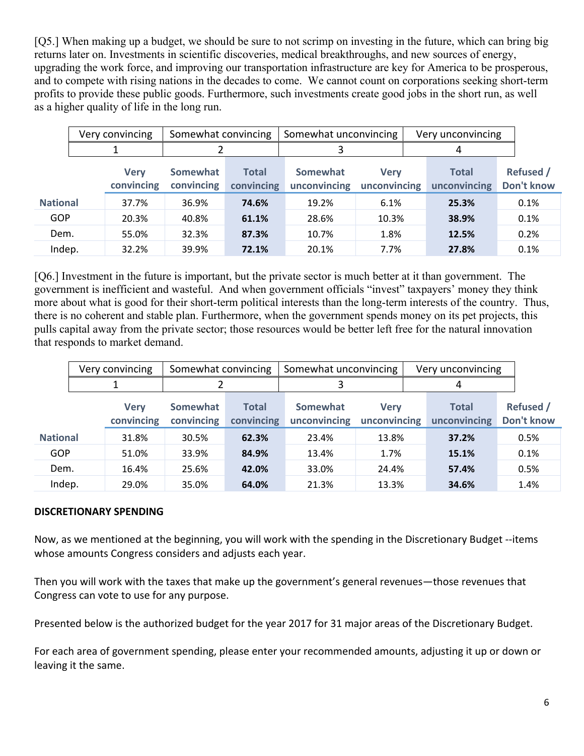[Q5.] When making up a budget, we should be sure to not scrimp on investing in the future, which can bring big returns later on. Investments in scientific discoveries, medical breakthroughs, and new sources of energy, upgrading the work force, and improving our transportation infrastructure are key for America to be prosperous, and to compete with rising nations in the decades to come. We cannot count on corporations seeking short-term profits to provide these public goods. Furthermore, such investments create good jobs in the short run, as well as a higher quality of life in the long run.

| Very convincing | Somewhat convincing | Somewhat unconvincing | Very unconvincing |
|---|---|---|---|
| 1 | 2 | 3 | 4 |

| | Very convincing | Somewhat convincing | Total convincing | Somewhat unconvincing | Very unconvincing | Total unconvincing | Refused / Don't know |
|---|---|---|---|---|---|---|---|
| **National** | 37.7% | 36.9% | **74.6%** | 19.2% | 6.1% | **25.3%** | 0.1% |
| GOP | 20.3% | 40.8% | **61.1%** | 28.6% | 10.3% | **38.9%** | 0.1% |
| Dem. | 55.0% | 32.3% | **87.3%** | 10.7% | 1.8% | **12.5%** | 0.2% |
| Indep. | 32.2% | 39.9% | **72.1%** | 20.1% | 7.7% | **27.8%** | 0.1% |

[Q6.] Investment in the future is important, but the private sector is much better at it than government. The government is inefficient and wasteful. And when government officials "invest" taxpayers' money they think more about what is good for their short-term political interests than the long-term interests of the country. Thus, there is no coherent and stable plan. Furthermore, when the government spends money on its pet projects, this pulls capital away from the private sector; those resources would be better left free for the natural innovation that responds to market demand.

| Very convincing | Somewhat convincing | Somewhat unconvincing | Very unconvincing |
|---|---|---|---|
| 1 | 2 | 3 | 4 |

| | Very convincing | Somewhat convincing | Total convincing | Somewhat unconvincing | Very unconvincing | Total unconvincing | Refused / Don't know |
|---|---|---|---|---|---|---|---|
| **National** | 31.8% | 30.5% | **62.3%** | 23.4% | 13.8% | **37.2%** | 0.5% |
| GOP | 51.0% | 33.9% | **84.9%** | 13.4% | 1.7% | **15.1%** | 0.1% |
| Dem. | 16.4% | 25.6% | **42.0%** | 33.0% | 24.4% | **57.4%** | 0.5% |
| Indep. | 29.0% | 35.0% | **64.0%** | 21.3% | 13.3% | **34.6%** | 1.4% |

**DISCRETIONARY SPENDING**

Now, as we mentioned at the beginning, you will work with the spending in the Discretionary Budget --items whose amounts Congress considers and adjusts each year.

Then you will work with the taxes that make up the government's general revenues—those revenues that Congress can vote to use for any purpose.

Presented below is the authorized budget for the year 2017 for 31 major areas of the Discretionary Budget.

For each area of government spending, please enter your recommended amounts, adjusting it up or down or leaving it the same.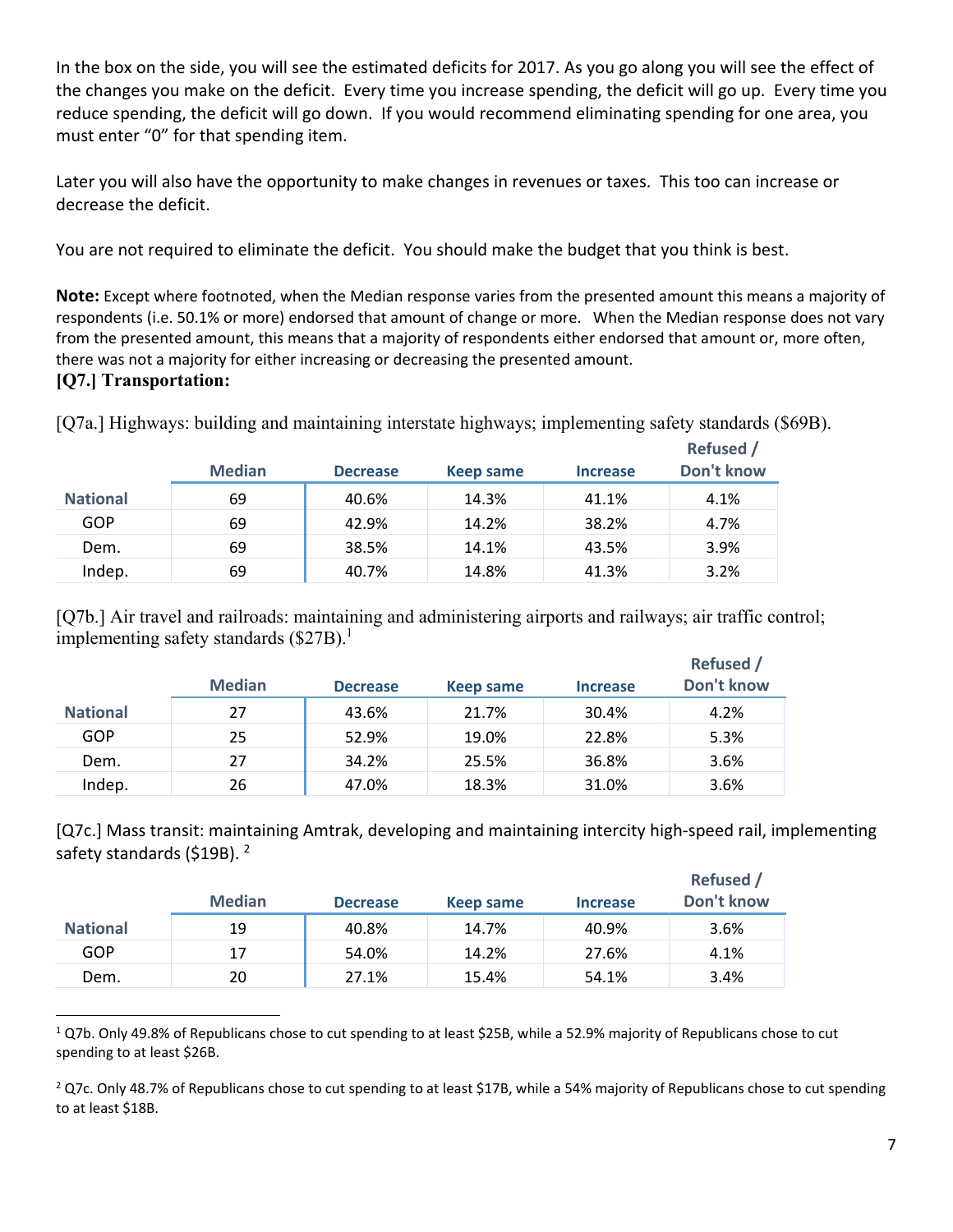In the box on the side, you will see the estimated deficits for 2017. As you go along you will see the effect of the changes you make on the deficit. Every time you increase spending, the deficit will go up. Every time you reduce spending, the deficit will go down. If you would recommend eliminating spending for one area, you must enter "0" for that spending item.

Later you will also have the opportunity to make changes in revenues or taxes. This too can increase or decrease the deficit.

You are not required to eliminate the deficit. You should make the budget that you think is best.

**Note:** Except where footnoted, when the Median response varies from the presented amount this means a majority of respondents (i.e. 50.1% or more) endorsed that amount of change or more. When the Median response does not vary from the presented amount, this means that a majority of respondents either endorsed that amount or, more often, there was not a majority for either increasing or decreasing the presented amount.

**[Q7.] Transportation:**

[Q7a.] Highways: building and maintaining interstate highways; implementing safety standards ($69B).

| | Median | Decrease | Keep same | Increase | Refused / Don't know |
|---|---|---|---|---|---|
| **National** | 69 | 40.6% | 14.3% | 41.1% | 4.1% |
| GOP | 69 | 42.9% | 14.2% | 38.2% | 4.7% |
| Dem. | 69 | 38.5% | 14.1% | 43.5% | 3.9% |
| Indep. | 69 | 40.7% | 14.8% | 41.3% | 3.2% |

[Q7b.] Air travel and railroads: maintaining and administering airports and railways; air traffic control; implementing safety standards ($27B).[1]

| | Median | Decrease | Keep same | Increase | Refused / Don't know |
|---|---|---|---|---|---|
| **National** | 27 | 43.6% | 21.7% | 30.4% | 4.2% |
| GOP | 25 | 52.9% | 19.0% | 22.8% | 5.3% |
| Dem. | 27 | 34.2% | 25.5% | 36.8% | 3.6% |
| Indep. | 26 | 47.0% | 18.3% | 31.0% | 3.6% |

[Q7c.] Mass transit: maintaining Amtrak, developing and maintaining intercity high-speed rail, implementing safety standards ($19B).[2]

| | Median | Decrease | Keep same | Increase | Refused / Don't know |
|---|---|---|---|---|---|
| **National** | 19 | 40.8% | 14.7% | 40.9% | 3.6% |
| GOP | 17 | 54.0% | 14.2% | 27.6% | 4.1% |
| Dem. | 20 | 27.1% | 15.4% | 54.1% | 3.4% |

[1] Q7b. Only 49.8% of Republicans chose to cut spending to at least $25B, while a 52.9% majority of Republicans chose to cut spending to at least $26B.

[2] Q7c. Only 48.7% of Republicans chose to cut spending to at least $17B, while a 54% majority of Republicans chose to cut spending to at least $18B.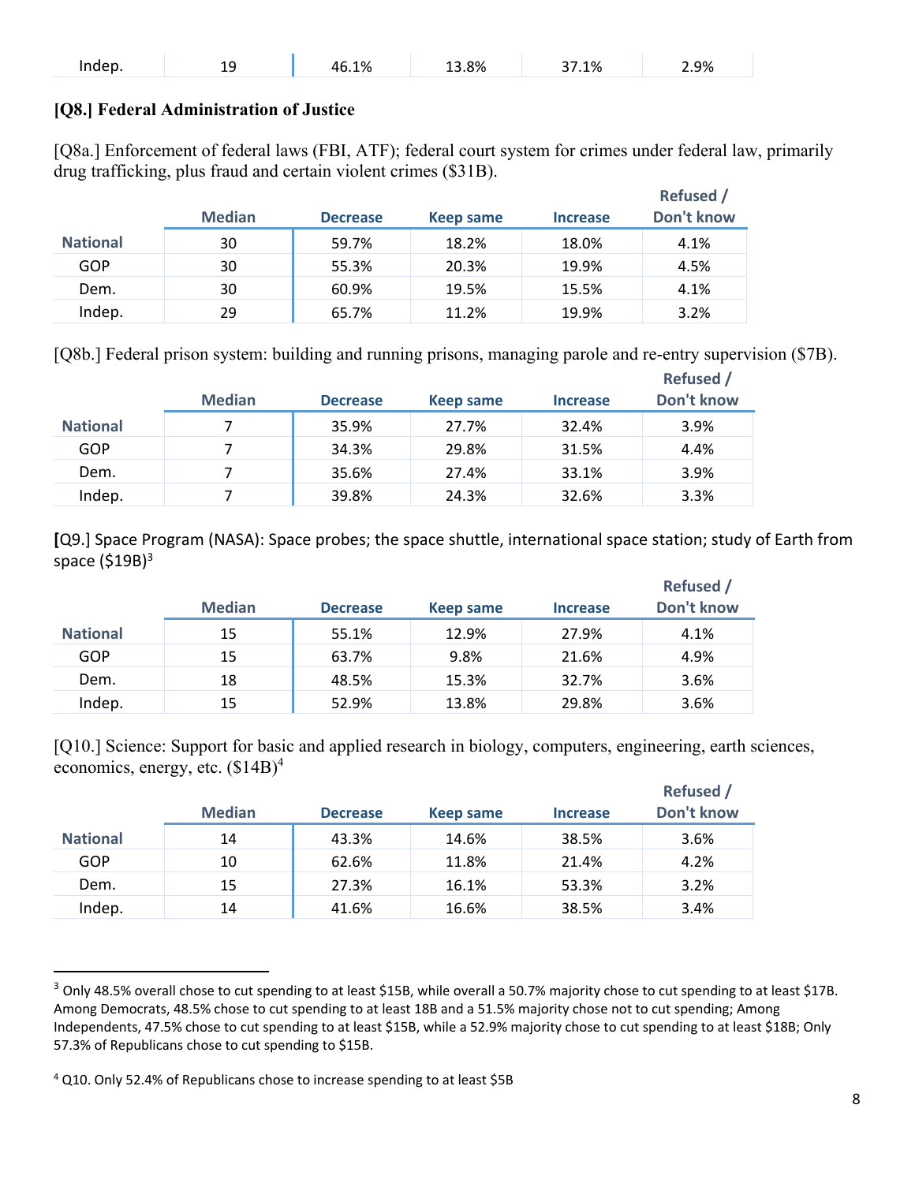| Indep. | 19 | 46.1% | 13.8% | 37.1% | 2.9% |
|---|---|---|---|---|---|

### [Q8.] Federal Administration of Justice

[Q8a.] Enforcement of federal laws (FBI, ATF); federal court system for crimes under federal law, primarily drug trafficking, plus fraud and certain violent crimes ($31B).

| | Median | Decrease | Keep same | Increase | Refused / Don't know |
|---|---|---|---|---|---|
| **National** | 30 | 59.7% | 18.2% | 18.0% | 4.1% |
| GOP | 30 | 55.3% | 20.3% | 19.9% | 4.5% |
| Dem. | 30 | 60.9% | 19.5% | 15.5% | 4.1% |
| Indep. | 29 | 65.7% | 11.2% | 19.9% | 3.2% |

[Q8b.] Federal prison system: building and running prisons, managing parole and re-entry supervision ($7B).

| | Median | Decrease | Keep same | Increase | Refused / Don't know |
|---|---|---|---|---|---|
| **National** | 7 | 35.9% | 27.7% | 32.4% | 3.9% |
| GOP | 7 | 34.3% | 29.8% | 31.5% | 4.4% |
| Dem. | 7 | 35.6% | 27.4% | 33.1% | 3.9% |
| Indep. | 7 | 39.8% | 24.3% | 32.6% | 3.3% |

[Q9.] Space Program (NASA): Space probes; the space shuttle, international space station; study of Earth from space ($19B)[3]

| | Median | Decrease | Keep same | Increase | Refused / Don't know |
|---|---|---|---|---|---|
| **National** | 15 | 55.1% | 12.9% | 27.9% | 4.1% |
| GOP | 15 | 63.7% | 9.8% | 21.6% | 4.9% |
| Dem. | 18 | 48.5% | 15.3% | 32.7% | 3.6% |
| Indep. | 15 | 52.9% | 13.8% | 29.8% | 3.6% |

[Q10.] Science: Support for basic and applied research in biology, computers, engineering, earth sciences, economics, energy, etc. ($14B)[4]

| | Median | Decrease | Keep same | Increase | Refused / Don't know |
|---|---|---|---|---|---|
| **National** | 14 | 43.3% | 14.6% | 38.5% | 3.6% |
| GOP | 10 | 62.6% | 11.8% | 21.4% | 4.2% |
| Dem. | 15 | 27.3% | 16.1% | 53.3% | 3.2% |
| Indep. | 14 | 41.6% | 16.6% | 38.5% | 3.4% |

---

[3] Only 48.5% overall chose to cut spending to at least $15B, while overall a 50.7% majority chose to cut spending to at least $17B. Among Democrats, 48.5% chose to cut spending to at least 18B and a 51.5% majority chose not to cut spending; Among Independents, 47.5% chose to cut spending to at least $15B, while a 52.9% majority chose to cut spending to at least $18B; Only 57.3% of Republicans chose to cut spending to $15B.

[4] Q10. Only 52.4% of Republicans chose to increase spending to at least $5B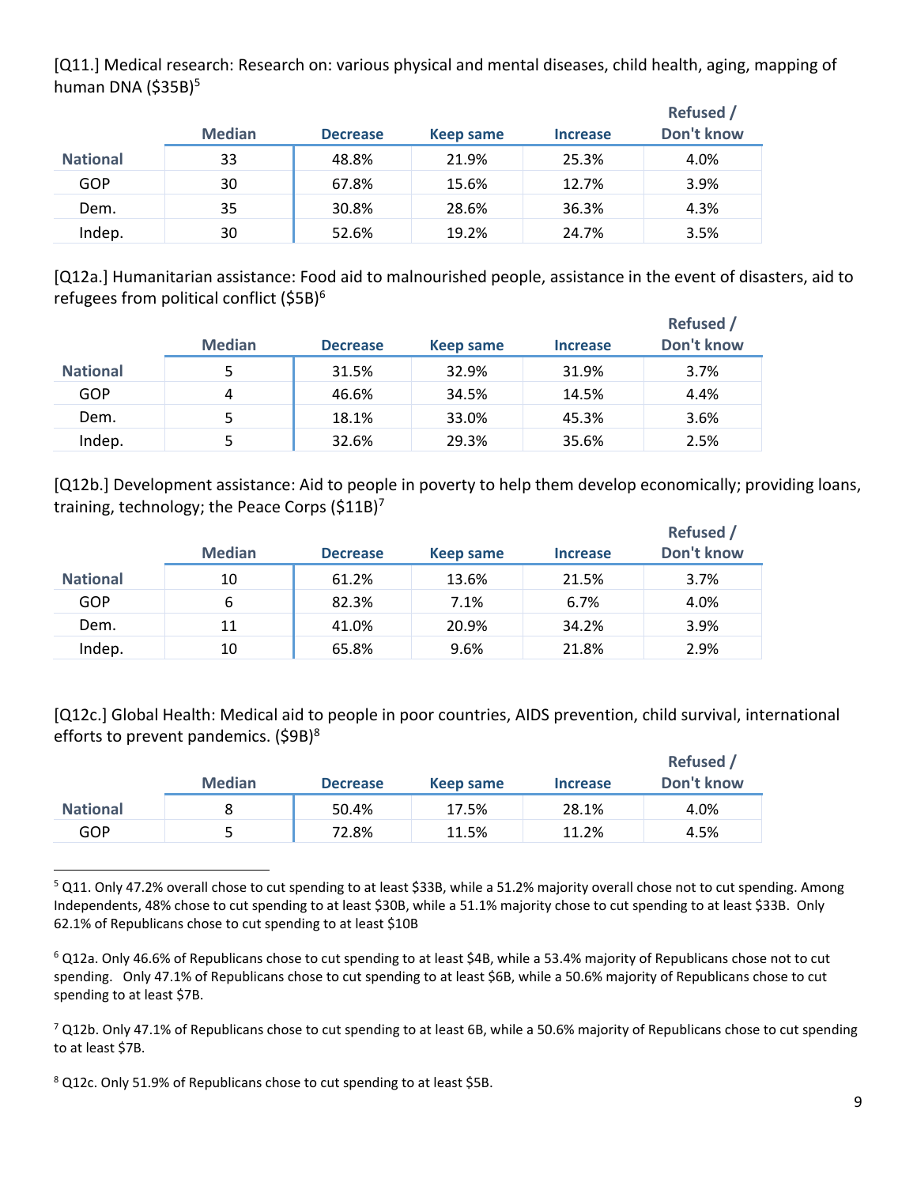[Q11.] Medical research: Research on: various physical and mental diseases, child health, aging, mapping of human DNA ($35B)[5]

| | Median | Decrease | Keep same | Increase | Refused / Don't know |
|---|---|---|---|---|---|
| **National** | 33 | 48.8% | 21.9% | 25.3% | 4.0% |
| GOP | 30 | 67.8% | 15.6% | 12.7% | 3.9% |
| Dem. | 35 | 30.8% | 28.6% | 36.3% | 4.3% |
| Indep. | 30 | 52.6% | 19.2% | 24.7% | 3.5% |

[Q12a.] Humanitarian assistance: Food aid to malnourished people, assistance in the event of disasters, aid to refugees from political conflict ($5B)[6]

| | Median | Decrease | Keep same | Increase | Refused / Don't know |
|---|---|---|---|---|---|
| **National** | 5 | 31.5% | 32.9% | 31.9% | 3.7% |
| GOP | 4 | 46.6% | 34.5% | 14.5% | 4.4% |
| Dem. | 5 | 18.1% | 33.0% | 45.3% | 3.6% |
| Indep. | 5 | 32.6% | 29.3% | 35.6% | 2.5% |

[Q12b.] Development assistance: Aid to people in poverty to help them develop economically; providing loans, training, technology; the Peace Corps ($11B)[7]

| | Median | Decrease | Keep same | Increase | Refused / Don't know |
|---|---|---|---|---|---|
| **National** | 10 | 61.2% | 13.6% | 21.5% | 3.7% |
| GOP | 6 | 82.3% | 7.1% | 6.7% | 4.0% |
| Dem. | 11 | 41.0% | 20.9% | 34.2% | 3.9% |
| Indep. | 10 | 65.8% | 9.6% | 21.8% | 2.9% |

[Q12c.] Global Health: Medical aid to people in poor countries, AIDS prevention, child survival, international efforts to prevent pandemics. ($9B)[8]

| | Median | Decrease | Keep same | Increase | Refused / Don't know |
|---|---|---|---|---|---|
| **National** | 8 | 50.4% | 17.5% | 28.1% | 4.0% |
| GOP | 5 | 72.8% | 11.5% | 11.2% | 4.5% |

[5] Q11. Only 47.2% overall chose to cut spending to at least $33B, while a 51.2% majority overall chose not to cut spending. Among Independents, 48% chose to cut spending to at least $30B, while a 51.1% majority chose to cut spending to at least $33B. Only 62.1% of Republicans chose to cut spending to at least $10B

[6] Q12a. Only 46.6% of Republicans chose to cut spending to at least $4B, while a 53.4% majority of Republicans chose not to cut spending. Only 47.1% of Republicans chose to cut spending to at least $6B, while a 50.6% majority of Republicans chose to cut spending to at least $7B.

[7] Q12b. Only 47.1% of Republicans chose to cut spending to at least 6B, while a 50.6% majority of Republicans chose to cut spending to at least $7B.

[8] Q12c. Only 51.9% of Republicans chose to cut spending to at least $5B.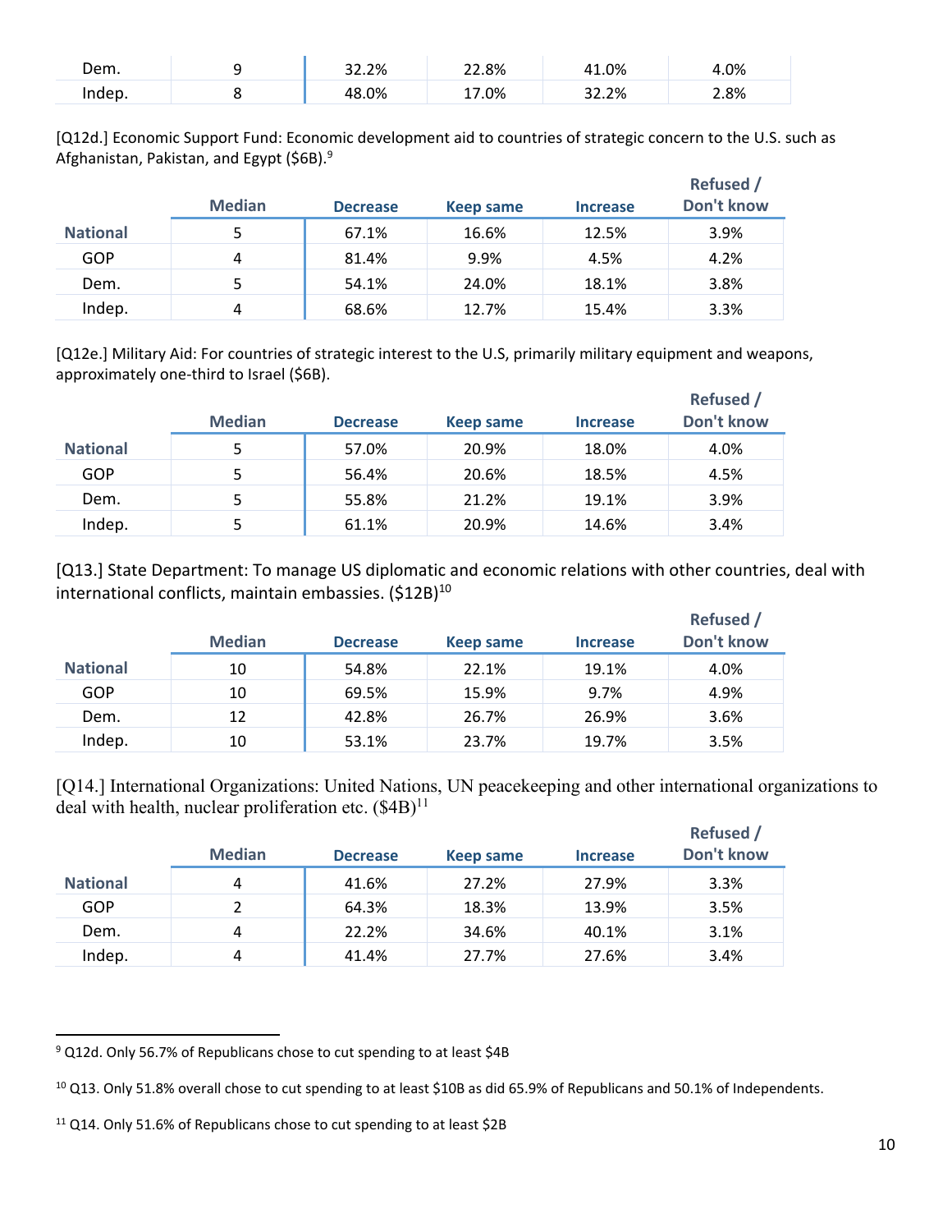| | Median | Decrease | Keep same | Increase | Refused / Don't know |
|---|---|---|---|---|---|
| Dem. | 9 | 32.2% | 22.8% | 41.0% | 4.0% |
| Indep. | 8 | 48.0% | 17.0% | 32.2% | 2.8% |

[Q12d.] Economic Support Fund: Economic development aid to countries of strategic concern to the U.S. such as Afghanistan, Pakistan, and Egypt ($6B).[9]

| | Median | Decrease | Keep same | Increase | Refused / Don't know |
|---|---|---|---|---|---|
| **National** | 5 | 67.1% | 16.6% | 12.5% | 3.9% |
| GOP | 4 | 81.4% | 9.9% | 4.5% | 4.2% |
| Dem. | 5 | 54.1% | 24.0% | 18.1% | 3.8% |
| Indep. | 4 | 68.6% | 12.7% | 15.4% | 3.3% |

[Q12e.] Military Aid: For countries of strategic interest to the U.S, primarily military equipment and weapons, approximately one-third to Israel ($6B).

| | Median | Decrease | Keep same | Increase | Refused / Don't know |
|---|---|---|---|---|---|
| **National** | 5 | 57.0% | 20.9% | 18.0% | 4.0% |
| GOP | 5 | 56.4% | 20.6% | 18.5% | 4.5% |
| Dem. | 5 | 55.8% | 21.2% | 19.1% | 3.9% |
| Indep. | 5 | 61.1% | 20.9% | 14.6% | 3.4% |

[Q13.] State Department: To manage US diplomatic and economic relations with other countries, deal with international conflicts, maintain embassies. ($12B)[10]

| | Median | Decrease | Keep same | Increase | Refused / Don't know |
|---|---|---|---|---|---|
| **National** | 10 | 54.8% | 22.1% | 19.1% | 4.0% |
| GOP | 10 | 69.5% | 15.9% | 9.7% | 4.9% |
| Dem. | 12 | 42.8% | 26.7% | 26.9% | 3.6% |
| Indep. | 10 | 53.1% | 23.7% | 19.7% | 3.5% |

[Q14.] International Organizations: United Nations, UN peacekeeping and other international organizations to deal with health, nuclear proliferation etc. ($4B)[11]

| | Median | Decrease | Keep same | Increase | Refused / Don't know |
|---|---|---|---|---|---|
| **National** | 4 | 41.6% | 27.2% | 27.9% | 3.3% |
| GOP | 2 | 64.3% | 18.3% | 13.9% | 3.5% |
| Dem. | 4 | 22.2% | 34.6% | 40.1% | 3.1% |
| Indep. | 4 | 41.4% | 27.7% | 27.6% | 3.4% |

[9] Q12d. Only 56.7% of Republicans chose to cut spending to at least $4B

[10] Q13. Only 51.8% overall chose to cut spending to at least $10B as did 65.9% of Republicans and 50.1% of Independents.

[11] Q14. Only 51.6% of Republicans chose to cut spending to at least $2B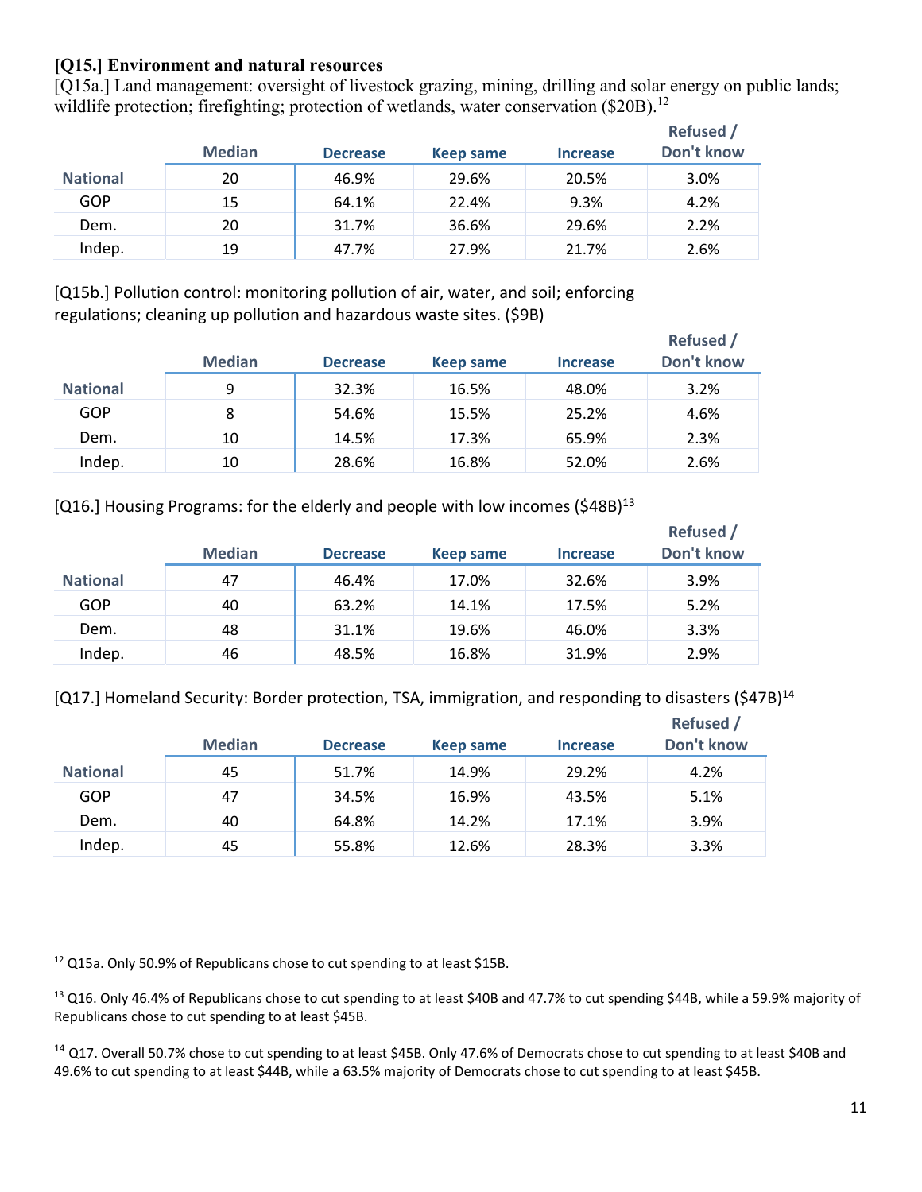### [Q15.] Environment and natural resources

[Q15a.] Land management: oversight of livestock grazing, mining, drilling and solar energy on public lands; wildlife protection; firefighting; protection of wetlands, water conservation ($20B).[12]

| | Median | Decrease | Keep same | Increase | Refused / Don't know |
|---|---|---|---|---|---|
| National | 20 | 46.9% | 29.6% | 20.5% | 3.0% |
| GOP | 15 | 64.1% | 22.4% | 9.3% | 4.2% |
| Dem. | 20 | 31.7% | 36.6% | 29.6% | 2.2% |
| Indep. | 19 | 47.7% | 27.9% | 21.7% | 2.6% |

[Q15b.] Pollution control: monitoring pollution of air, water, and soil; enforcing regulations; cleaning up pollution and hazardous waste sites. ($9B)

| | Median | Decrease | Keep same | Increase | Refused / Don't know |
|---|---|---|---|---|---|
| National | 9 | 32.3% | 16.5% | 48.0% | 3.2% |
| GOP | 8 | 54.6% | 15.5% | 25.2% | 4.6% |
| Dem. | 10 | 14.5% | 17.3% | 65.9% | 2.3% |
| Indep. | 10 | 28.6% | 16.8% | 52.0% | 2.6% |

[Q16.] Housing Programs: for the elderly and people with low incomes ($48B)[13]

| | Median | Decrease | Keep same | Increase | Refused / Don't know |
|---|---|---|---|---|---|
| National | 47 | 46.4% | 17.0% | 32.6% | 3.9% |
| GOP | 40 | 63.2% | 14.1% | 17.5% | 5.2% |
| Dem. | 48 | 31.1% | 19.6% | 46.0% | 3.3% |
| Indep. | 46 | 48.5% | 16.8% | 31.9% | 2.9% |

[Q17.] Homeland Security: Border protection, TSA, immigration, and responding to disasters ($47B)[14]

| | Median | Decrease | Keep same | Increase | Refused / Don't know |
|---|---|---|---|---|---|
| National | 45 | 51.7% | 14.9% | 29.2% | 4.2% |
| GOP | 47 | 34.5% | 16.9% | 43.5% | 5.1% |
| Dem. | 40 | 64.8% | 14.2% | 17.1% | 3.9% |
| Indep. | 45 | 55.8% | 12.6% | 28.3% | 3.3% |

---

[12] Q15a. Only 50.9% of Republicans chose to cut spending to at least $15B.

[13] Q16. Only 46.4% of Republicans chose to cut spending to at least $40B and 47.7% to cut spending $44B, while a 59.9% majority of Republicans chose to cut spending to at least $45B.

[14] Q17. Overall 50.7% chose to cut spending to at least $45B. Only 47.6% of Democrats chose to cut spending to at least $40B and 49.6% to cut spending to at least $44B, while a 63.5% majority of Democrats chose to cut spending to at least $45B.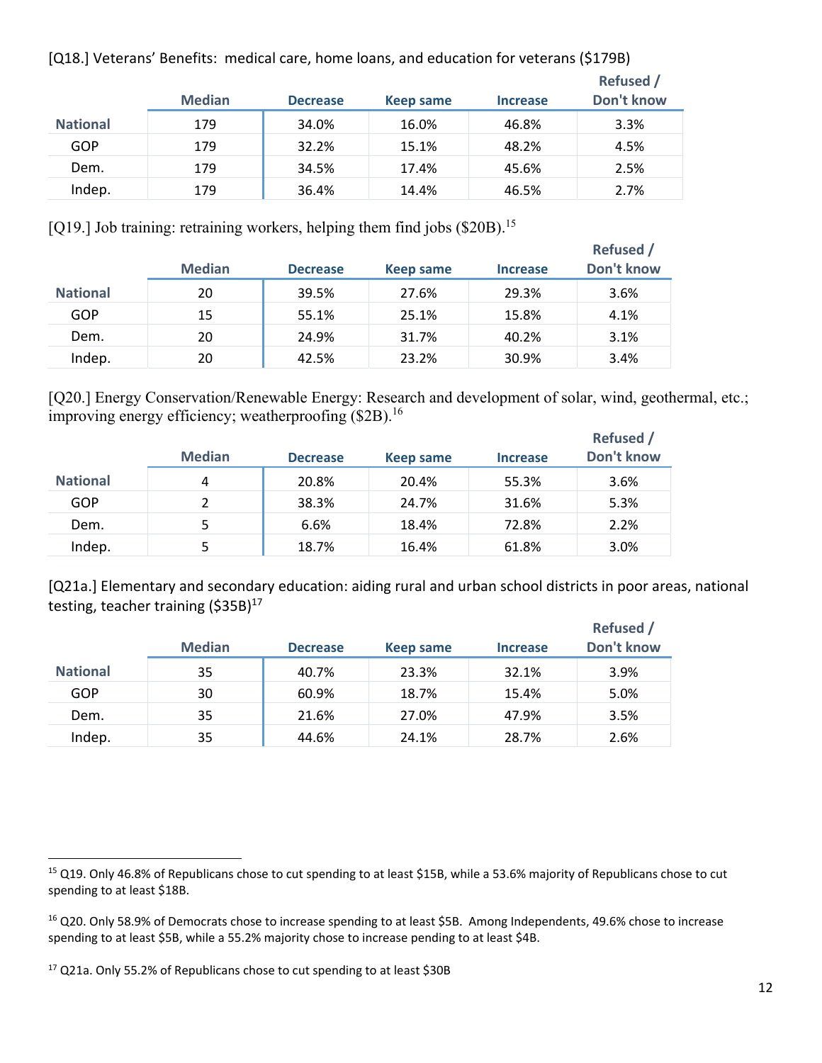[Q18.] Veterans' Benefits: medical care, home loans, and education for veterans ($179B)

| | Median | Decrease | Keep same | Increase | Refused / Don't know |
|---|---|---|---|---|---|
| **National** | 179 | 34.0% | 16.0% | 46.8% | 3.3% |
| GOP | 179 | 32.2% | 15.1% | 48.2% | 4.5% |
| Dem. | 179 | 34.5% | 17.4% | 45.6% | 2.5% |
| Indep. | 179 | 36.4% | 14.4% | 46.5% | 2.7% |

[Q19.] Job training: retraining workers, helping them find jobs ($20B).[15]

| | Median | Decrease | Keep same | Increase | Refused / Don't know |
|---|---|---|---|---|---|
| **National** | 20 | 39.5% | 27.6% | 29.3% | 3.6% |
| GOP | 15 | 55.1% | 25.1% | 15.8% | 4.1% |
| Dem. | 20 | 24.9% | 31.7% | 40.2% | 3.1% |
| Indep. | 20 | 42.5% | 23.2% | 30.9% | 3.4% |

[Q20.] Energy Conservation/Renewable Energy: Research and development of solar, wind, geothermal, etc.; improving energy efficiency; weatherproofing ($2B).[16]

| | Median | Decrease | Keep same | Increase | Refused / Don't know |
|---|---|---|---|---|---|
| **National** | 4 | 20.8% | 20.4% | 55.3% | 3.6% |
| GOP | 2 | 38.3% | 24.7% | 31.6% | 5.3% |
| Dem. | 5 | 6.6% | 18.4% | 72.8% | 2.2% |
| Indep. | 5 | 18.7% | 16.4% | 61.8% | 3.0% |

[Q21a.] Elementary and secondary education: aiding rural and urban school districts in poor areas, national testing, teacher training ($35B)[17]

| | Median | Decrease | Keep same | Increase | Refused / Don't know |
|---|---|---|---|---|---|
| **National** | 35 | 40.7% | 23.3% | 32.1% | 3.9% |
| GOP | 30 | 60.9% | 18.7% | 15.4% | 5.0% |
| Dem. | 35 | 21.6% | 27.0% | 47.9% | 3.5% |
| Indep. | 35 | 44.6% | 24.1% | 28.7% | 2.6% |

---

[15] Q19. Only 46.8% of Republicans chose to cut spending to at least $15B, while a 53.6% majority of Republicans chose to cut spending to at least $18B.

[16] Q20. Only 58.9% of Democrats chose to increase spending to at least $5B. Among Independents, 49.6% chose to increase spending to at least $5B, while a 55.2% majority chose to increase pending to at least $4B.

[17] Q21a. Only 55.2% of Republicans chose to cut spending to at least $30B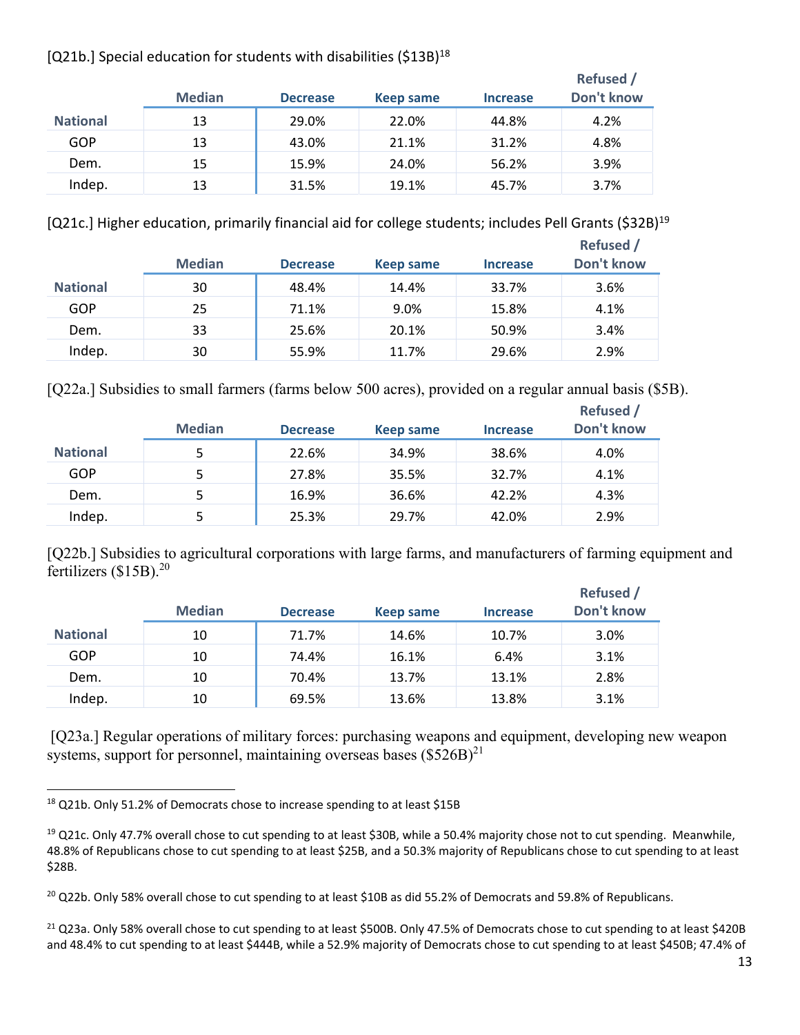[Q21b.] Special education for students with disabilities ($13B)[18]

| | Median | Decrease | Keep same | Increase | Refused / Don't know |
|---|---|---|---|---|---|
| **National** | 13 | 29.0% | 22.0% | 44.8% | 4.2% |
| GOP | 13 | 43.0% | 21.1% | 31.2% | 4.8% |
| Dem. | 15 | 15.9% | 24.0% | 56.2% | 3.9% |
| Indep. | 13 | 31.5% | 19.1% | 45.7% | 3.7% |

[Q21c.] Higher education, primarily financial aid for college students; includes Pell Grants ($32B)[19]

| | Median | Decrease | Keep same | Increase | Refused / Don't know |
|---|---|---|---|---|---|
| **National** | 30 | 48.4% | 14.4% | 33.7% | 3.6% |
| GOP | 25 | 71.1% | 9.0% | 15.8% | 4.1% |
| Dem. | 33 | 25.6% | 20.1% | 50.9% | 3.4% |
| Indep. | 30 | 55.9% | 11.7% | 29.6% | 2.9% |

[Q22a.] Subsidies to small farmers (farms below 500 acres), provided on a regular annual basis ($5B).

| | Median | Decrease | Keep same | Increase | Refused / Don't know |
|---|---|---|---|---|---|
| **National** | 5 | 22.6% | 34.9% | 38.6% | 4.0% |
| GOP | 5 | 27.8% | 35.5% | 32.7% | 4.1% |
| Dem. | 5 | 16.9% | 36.6% | 42.2% | 4.3% |
| Indep. | 5 | 25.3% | 29.7% | 42.0% | 2.9% |

[Q22b.] Subsidies to agricultural corporations with large farms, and manufacturers of farming equipment and fertilizers ($15B).[20]

| | Median | Decrease | Keep same | Increase | Refused / Don't know |
|---|---|---|---|---|---|
| **National** | 10 | 71.7% | 14.6% | 10.7% | 3.0% |
| GOP | 10 | 74.4% | 16.1% | 6.4% | 3.1% |
| Dem. | 10 | 70.4% | 13.7% | 13.1% | 2.8% |
| Indep. | 10 | 69.5% | 13.6% | 13.8% | 3.1% |

[Q23a.] Regular operations of military forces: purchasing weapons and equipment, developing new weapon systems, support for personnel, maintaining overseas bases ($526B)[21]

---

[18] Q21b. Only 51.2% of Democrats chose to increase spending to at least $15B

[19] Q21c. Only 47.7% overall chose to cut spending to at least $30B, while a 50.4% majority chose not to cut spending. Meanwhile, 48.8% of Republicans chose to cut spending to at least $25B, and a 50.3% majority of Republicans chose to cut spending to at least $28B.

[20] Q22b. Only 58% overall chose to cut spending to at least $10B as did 55.2% of Democrats and 59.8% of Republicans.

[21] Q23a. Only 58% overall chose to cut spending to at least $500B. Only 47.5% of Democrats chose to cut spending to at least $420B and 48.4% to cut spending to at least $444B, while a 52.9% majority of Democrats chose to cut spending to at least $450B; 47.4% of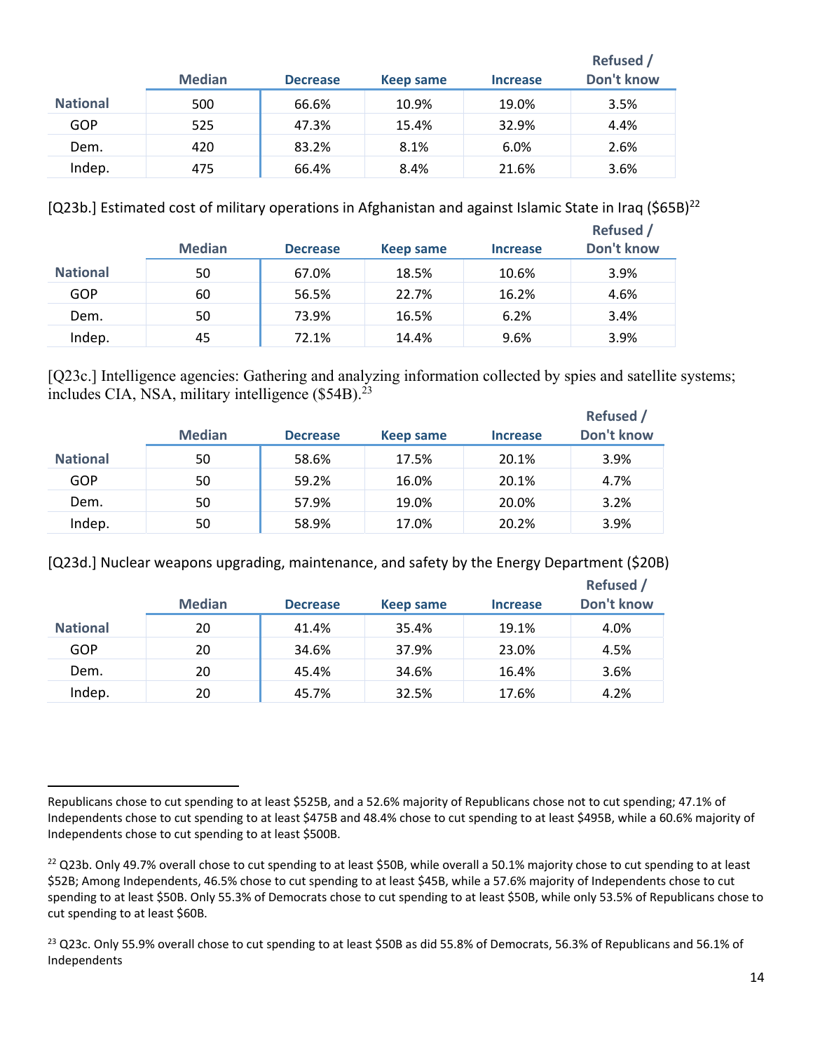| | Median | Decrease | Keep same | Increase | Refused / Don't know |
|---|---|---|---|---|---|
| **National** | 500 | 66.6% | 10.9% | 19.0% | 3.5% |
| GOP | 525 | 47.3% | 15.4% | 32.9% | 4.4% |
| Dem. | 420 | 83.2% | 8.1% | 6.0% | 2.6% |
| Indep. | 475 | 66.4% | 8.4% | 21.6% | 3.6% |

[Q23b.] Estimated cost of military operations in Afghanistan and against Islamic State in Iraq ($65B)[22]

| | Median | Decrease | Keep same | Increase | Refused / Don't know |
|---|---|---|---|---|---|
| **National** | 50 | 67.0% | 18.5% | 10.6% | 3.9% |
| GOP | 60 | 56.5% | 22.7% | 16.2% | 4.6% |
| Dem. | 50 | 73.9% | 16.5% | 6.2% | 3.4% |
| Indep. | 45 | 72.1% | 14.4% | 9.6% | 3.9% |

[Q23c.] Intelligence agencies: Gathering and analyzing information collected by spies and satellite systems; includes CIA, NSA, military intelligence ($54B).[23]

| | Median | Decrease | Keep same | Increase | Refused / Don't know |
|---|---|---|---|---|---|
| **National** | 50 | 58.6% | 17.5% | 20.1% | 3.9% |
| GOP | 50 | 59.2% | 16.0% | 20.1% | 4.7% |
| Dem. | 50 | 57.9% | 19.0% | 20.0% | 3.2% |
| Indep. | 50 | 58.9% | 17.0% | 20.2% | 3.9% |

[Q23d.] Nuclear weapons upgrading, maintenance, and safety by the Energy Department ($20B)

| | Median | Decrease | Keep same | Increase | Refused / Don't know |
|---|---|---|---|---|---|
| **National** | 20 | 41.4% | 35.4% | 19.1% | 4.0% |
| GOP | 20 | 34.6% | 37.9% | 23.0% | 4.5% |
| Dem. | 20 | 45.4% | 34.6% | 16.4% | 3.6% |
| Indep. | 20 | 45.7% | 32.5% | 17.6% | 4.2% |

---

Republicans chose to cut spending to at least $525B, and a 52.6% majority of Republicans chose not to cut spending; 47.1% of Independents chose to cut spending to at least $475B and 48.4% chose to cut spending to at least $495B, while a 60.6% majority of Independents chose to cut spending to at least $500B.

[22] Q23b. Only 49.7% overall chose to cut spending to at least $50B, while overall a 50.1% majority chose to cut spending to at least $52B; Among Independents, 46.5% chose to cut spending to at least $45B, while a 57.6% majority of Independents chose to cut spending to at least $50B. Only 55.3% of Democrats chose to cut spending to at least $50B, while only 53.5% of Republicans chose to cut spending to at least $60B.

[23] Q23c. Only 55.9% overall chose to cut spending to at least $50B as did 55.8% of Democrats, 56.3% of Republicans and 56.1% of Independents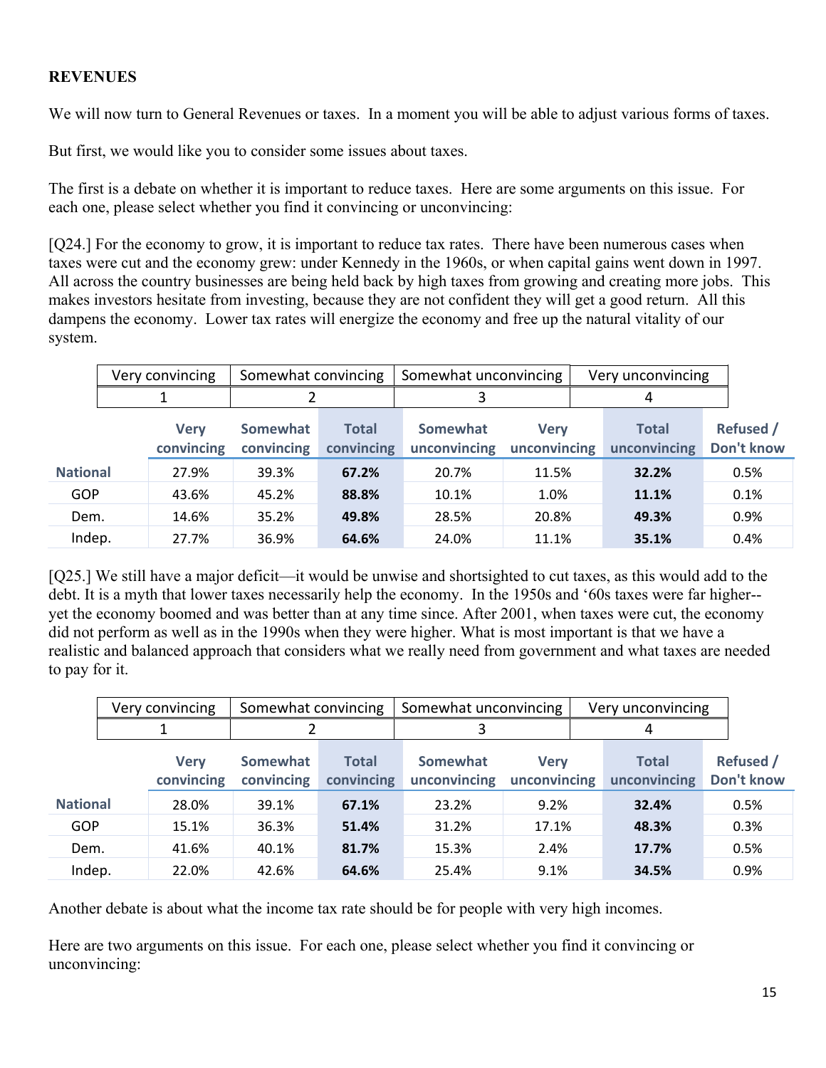**REVENUES**

We will now turn to General Revenues or taxes. In a moment you will be able to adjust various forms of taxes.

But first, we would like you to consider some issues about taxes.

The first is a debate on whether it is important to reduce taxes. Here are some arguments on this issue. For each one, please select whether you find it convincing or unconvincing:

[Q24.] For the economy to grow, it is important to reduce tax rates. There have been numerous cases when taxes were cut and the economy grew: under Kennedy in the 1960s, or when capital gains went down in 1997. All across the country businesses are being held back by high taxes from growing and creating more jobs. This makes investors hesitate from investing, because they are not confident they will get a good return. All this dampens the economy. Lower tax rates will energize the economy and free up the natural vitality of our system.

| Very convincing | Somewhat convincing | Somewhat unconvincing | Very unconvincing |
|---|---|---|---|
| 1 | 2 | 3 | 4 |

| | Very convincing | Somewhat convincing | Total convincing | Somewhat unconvincing | Very unconvincing | Total unconvincing | Refused / Don't know |
|---|---|---|---|---|---|---|---|
| **National** | 27.9% | 39.3% | **67.2%** | 20.7% | 11.5% | **32.2%** | 0.5% |
| GOP | 43.6% | 45.2% | **88.8%** | 10.1% | 1.0% | **11.1%** | 0.1% |
| Dem. | 14.6% | 35.2% | **49.8%** | 28.5% | 20.8% | **49.3%** | 0.9% |
| Indep. | 27.7% | 36.9% | **64.6%** | 24.0% | 11.1% | **35.1%** | 0.4% |

[Q25.] We still have a major deficit—it would be unwise and shortsighted to cut taxes, as this would add to the debt. It is a myth that lower taxes necessarily help the economy. In the 1950s and '60s taxes were far higher--yet the economy boomed and was better than at any time since. After 2001, when taxes were cut, the economy did not perform as well as in the 1990s when they were higher. What is most important is that we have a realistic and balanced approach that considers what we really need from government and what taxes are needed to pay for it.

| Very convincing | Somewhat convincing | Somewhat unconvincing | Very unconvincing |
|---|---|---|---|
| 1 | 2 | 3 | 4 |

| | Very convincing | Somewhat convincing | Total convincing | Somewhat unconvincing | Very unconvincing | Total unconvincing | Refused / Don't know |
|---|---|---|---|---|---|---|---|
| **National** | 28.0% | 39.1% | **67.1%** | 23.2% | 9.2% | **32.4%** | 0.5% |
| GOP | 15.1% | 36.3% | **51.4%** | 31.2% | 17.1% | **48.3%** | 0.3% |
| Dem. | 41.6% | 40.1% | **81.7%** | 15.3% | 2.4% | **17.7%** | 0.5% |
| Indep. | 22.0% | 42.6% | **64.6%** | 25.4% | 9.1% | **34.5%** | 0.9% |

Another debate is about what the income tax rate should be for people with very high incomes.

Here are two arguments on this issue. For each one, please select whether you find it convincing or unconvincing: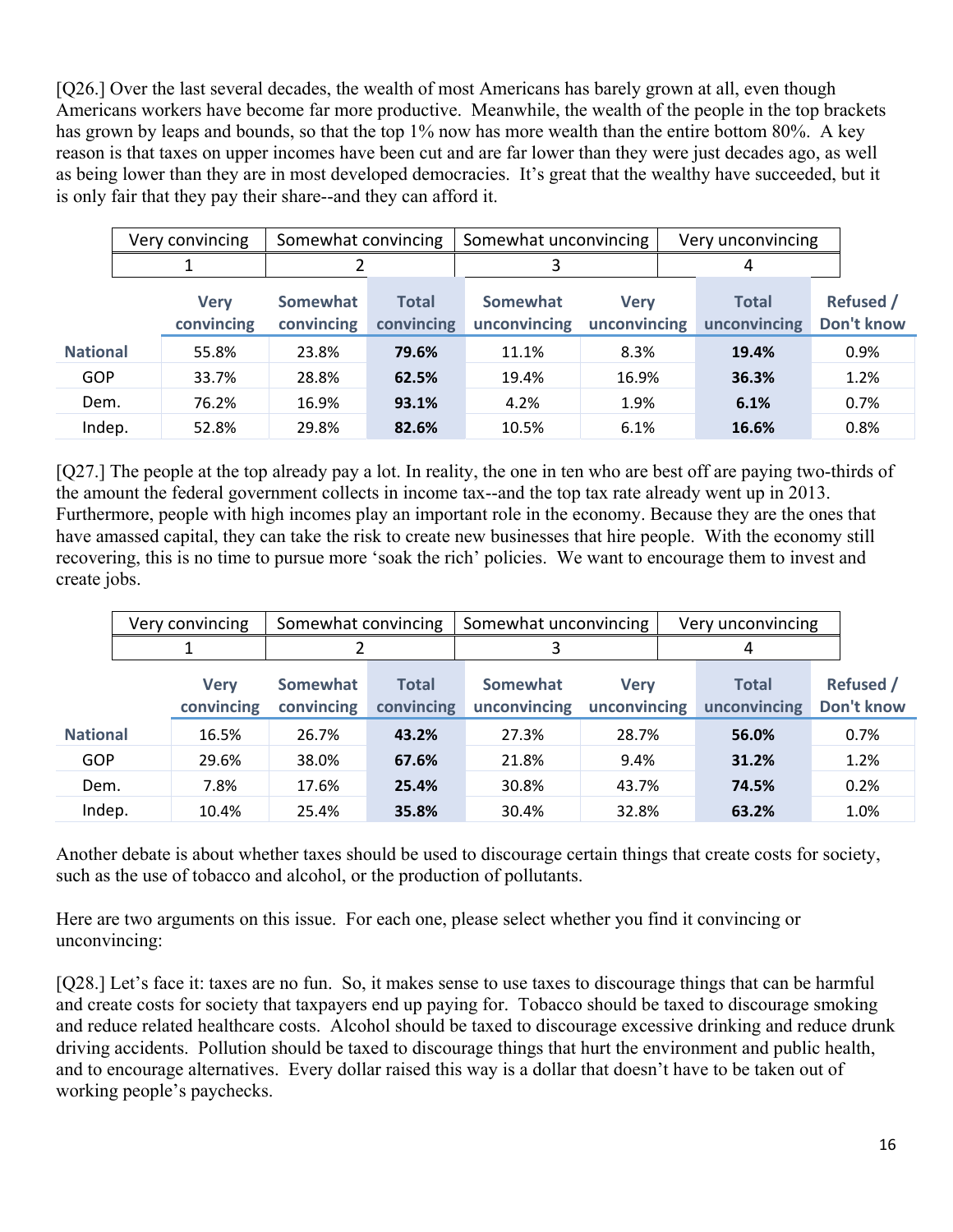[Q26.] Over the last several decades, the wealth of most Americans has barely grown at all, even though Americans workers have become far more productive. Meanwhile, the wealth of the people in the top brackets has grown by leaps and bounds, so that the top 1% now has more wealth than the entire bottom 80%. A key reason is that taxes on upper incomes have been cut and are far lower than they were just decades ago, as well as being lower than they are in most developed democracies. It's great that the wealthy have succeeded, but it is only fair that they pay their share--and they can afford it.

| Very convincing | Somewhat convincing | Somewhat unconvincing | Very unconvincing |
|---|---|---|---|
| 1 | 2 | 3 | 4 |

| | Very convincing | Somewhat convincing | Total convincing | Somewhat unconvincing | Very unconvincing | Total unconvincing | Refused / Don't know |
|---|---|---|---|---|---|---|---|
| **National** | 55.8% | 23.8% | **79.6%** | 11.1% | 8.3% | **19.4%** | 0.9% |
| GOP | 33.7% | 28.8% | **62.5%** | 19.4% | 16.9% | **36.3%** | 1.2% |
| Dem. | 76.2% | 16.9% | **93.1%** | 4.2% | 1.9% | **6.1%** | 0.7% |
| Indep. | 52.8% | 29.8% | **82.6%** | 10.5% | 6.1% | **16.6%** | 0.8% |

[Q27.] The people at the top already pay a lot. In reality, the one in ten who are best off are paying two-thirds of the amount the federal government collects in income tax--and the top tax rate already went up in 2013. Furthermore, people with high incomes play an important role in the economy. Because they are the ones that have amassed capital, they can take the risk to create new businesses that hire people. With the economy still recovering, this is no time to pursue more 'soak the rich' policies. We want to encourage them to invest and create jobs.

| Very convincing | Somewhat convincing | Somewhat unconvincing | Very unconvincing |
|---|---|---|---|
| 1 | 2 | 3 | 4 |

| | Very convincing | Somewhat convincing | Total convincing | Somewhat unconvincing | Very unconvincing | Total unconvincing | Refused / Don't know |
|---|---|---|---|---|---|---|---|
| **National** | 16.5% | 26.7% | **43.2%** | 27.3% | 28.7% | **56.0%** | 0.7% |
| GOP | 29.6% | 38.0% | **67.6%** | 21.8% | 9.4% | **31.2%** | 1.2% |
| Dem. | 7.8% | 17.6% | **25.4%** | 30.8% | 43.7% | **74.5%** | 0.2% |
| Indep. | 10.4% | 25.4% | **35.8%** | 30.4% | 32.8% | **63.2%** | 1.0% |

Another debate is about whether taxes should be used to discourage certain things that create costs for society, such as the use of tobacco and alcohol, or the production of pollutants.

Here are two arguments on this issue. For each one, please select whether you find it convincing or unconvincing:

[Q28.] Let's face it: taxes are no fun. So, it makes sense to use taxes to discourage things that can be harmful and create costs for society that taxpayers end up paying for. Tobacco should be taxed to discourage smoking and reduce related healthcare costs. Alcohol should be taxed to discourage excessive drinking and reduce drunk driving accidents. Pollution should be taxed to discourage things that hurt the environment and public health, and to encourage alternatives. Every dollar raised this way is a dollar that doesn't have to be taken out of working people's paychecks.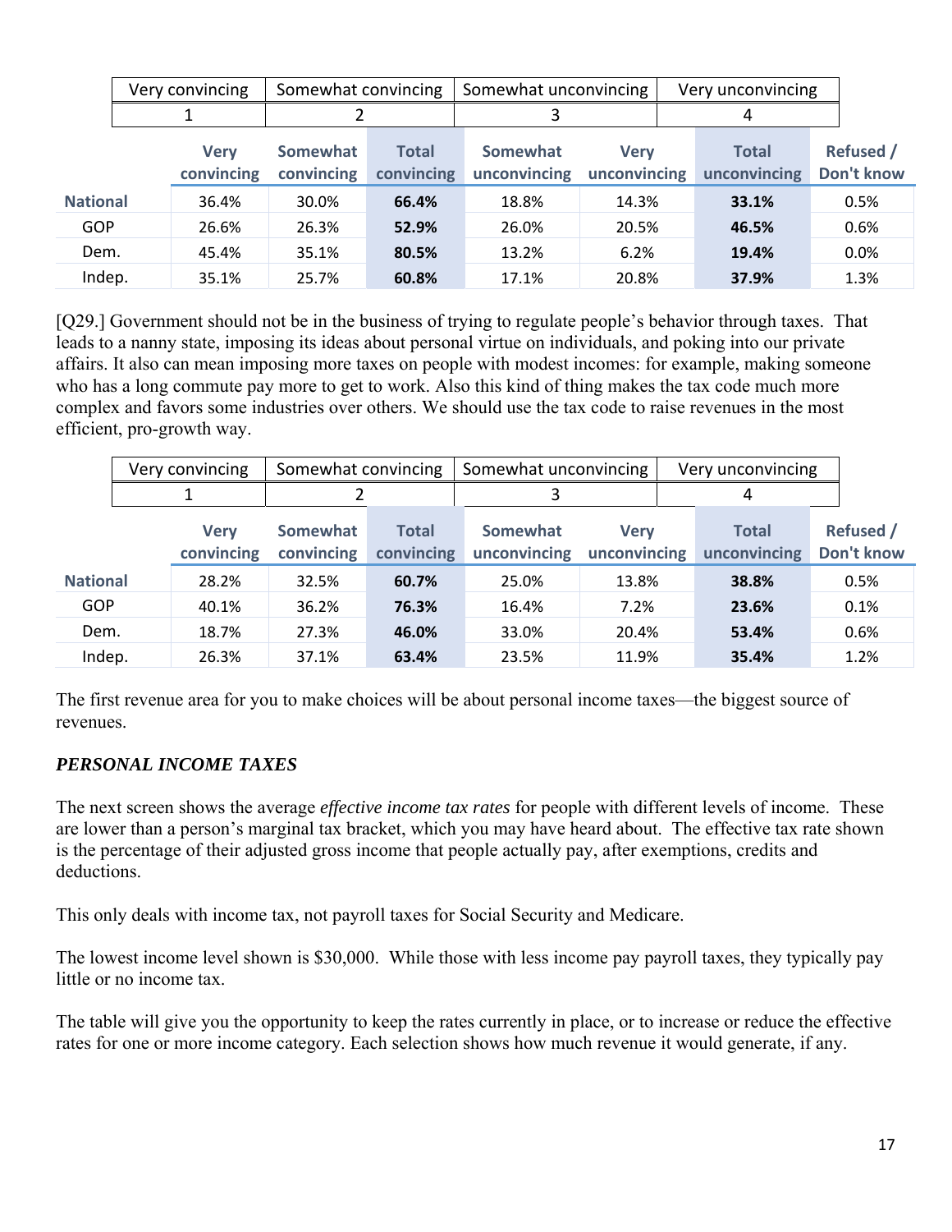| Very convincing | Somewhat convincing | Somewhat unconvincing | Very unconvincing |
|---|---|---|---|
| 1 | 2 | 3 | 4 |

| | Very convincing | Somewhat convincing | Total convincing | Somewhat unconvincing | Very unconvincing | Total unconvincing | Refused / Don't know |
|---|---|---|---|---|---|---|---|
| **National** | 36.4% | 30.0% | **66.4%** | 18.8% | 14.3% | **33.1%** | 0.5% |
| GOP | 26.6% | 26.3% | **52.9%** | 26.0% | 20.5% | **46.5%** | 0.6% |
| Dem. | 45.4% | 35.1% | **80.5%** | 13.2% | 6.2% | **19.4%** | 0.0% |
| Indep. | 35.1% | 25.7% | **60.8%** | 17.1% | 20.8% | **37.9%** | 1.3% |

[Q29.] Government should not be in the business of trying to regulate people's behavior through taxes. That leads to a nanny state, imposing its ideas about personal virtue on individuals, and poking into our private affairs. It also can mean imposing more taxes on people with modest incomes: for example, making someone who has a long commute pay more to get to work. Also this kind of thing makes the tax code much more complex and favors some industries over others. We should use the tax code to raise revenues in the most efficient, pro-growth way.

| Very convincing | Somewhat convincing | Somewhat unconvincing | Very unconvincing |
|---|---|---|---|
| 1 | 2 | 3 | 4 |

| | Very convincing | Somewhat convincing | Total convincing | Somewhat unconvincing | Very unconvincing | Total unconvincing | Refused / Don't know |
|---|---|---|---|---|---|---|---|
| **National** | 28.2% | 32.5% | **60.7%** | 25.0% | 13.8% | **38.8%** | 0.5% |
| GOP | 40.1% | 36.2% | **76.3%** | 16.4% | 7.2% | **23.6%** | 0.1% |
| Dem. | 18.7% | 27.3% | **46.0%** | 33.0% | 20.4% | **53.4%** | 0.6% |
| Indep. | 26.3% | 37.1% | **63.4%** | 23.5% | 11.9% | **35.4%** | 1.2% |

The first revenue area for you to make choices will be about personal income taxes—the biggest source of revenues.

***PERSONAL INCOME TAXES***

The next screen shows the average *effective income tax rates* for people with different levels of income. These are lower than a person's marginal tax bracket, which you may have heard about. The effective tax rate shown is the percentage of their adjusted gross income that people actually pay, after exemptions, credits and deductions.

This only deals with income tax, not payroll taxes for Social Security and Medicare.

The lowest income level shown is $30,000. While those with less income pay payroll taxes, they typically pay little or no income tax.

The table will give you the opportunity to keep the rates currently in place, or to increase or reduce the effective rates for one or more income category. Each selection shows how much revenue it would generate, if any.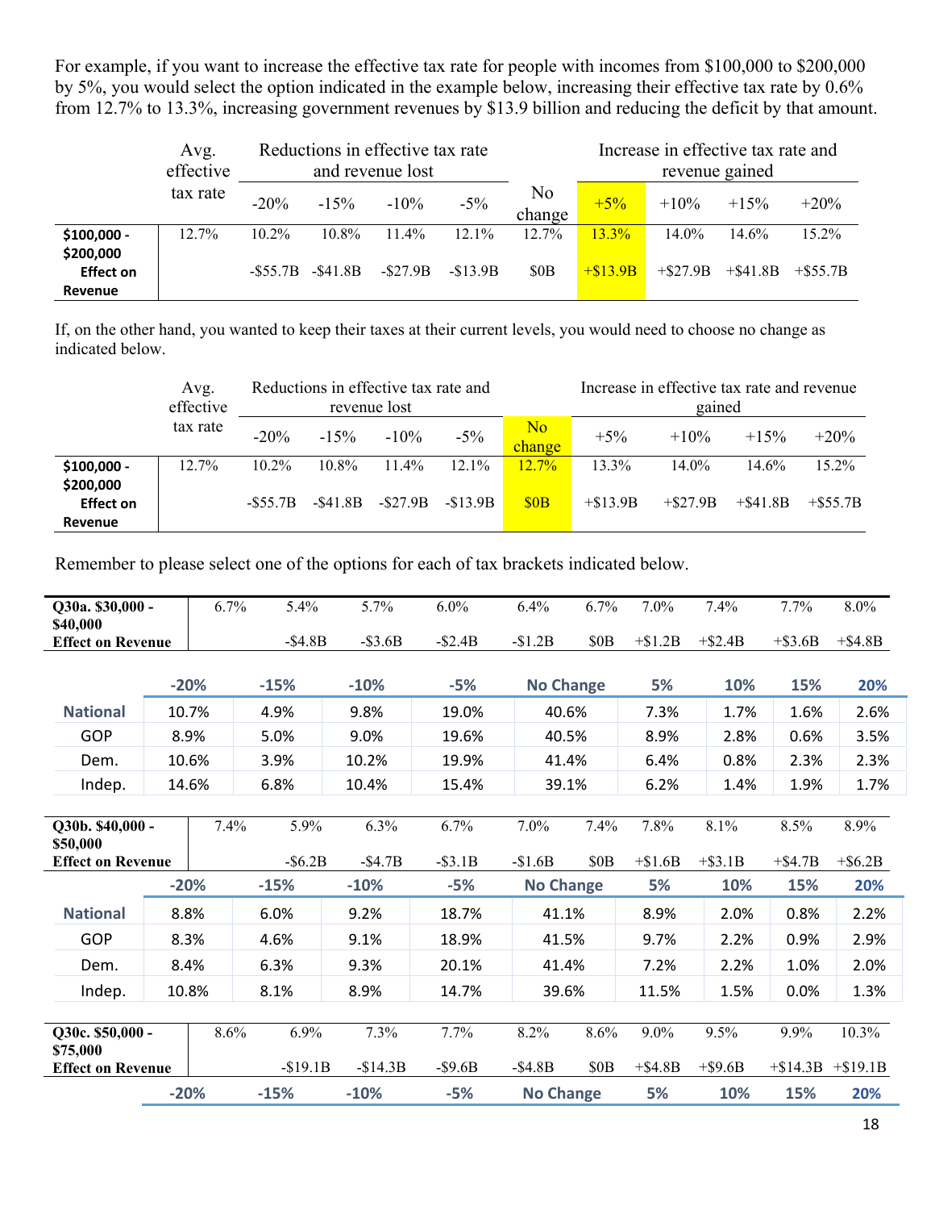For example, if you want to increase the effective tax rate for people with incomes from $100,000 to $200,000 by 5%, you would select the option indicated in the example below, increasing their effective tax rate by 0.6% from 12.7% to 13.3%, increasing government revenues by $13.9 billion and reducing the deficit by that amount.

| | Avg. effective tax rate | Reductions in effective tax rate and revenue lost | | | | No change | Increase in effective tax rate and revenue gained | | | |
|---|---|---|---|---|---|---|---|---|---|---|
| | | -20% | -15% | -10% | -5% | | +5% | +10% | +15% | +20% |
| **$100,000 - $200,000** | 12.7% | 10.2% | 10.8% | 11.4% | 12.1% | 12.7% | 13.3% | 14.0% | 14.6% | 15.2% |
| **Effect on Revenue** | | -$55.7B | -$41.8B | -$27.9B | -$13.9B | $0B | +$13.9B | +$27.9B | +$41.8B | +$55.7B |

If, on the other hand, you wanted to keep their taxes at their current levels, you would need to choose no change as indicated below.

| | Avg. effective tax rate | Reductions in effective tax rate and revenue lost | | | | No change | Increase in effective tax rate and revenue gained | | | |
|---|---|---|---|---|---|---|---|---|---|---|
| | | -20% | -15% | -10% | -5% | | +5% | +10% | +15% | +20% |
| **$100,000 - $200,000** | 12.7% | 10.2% | 10.8% | 11.4% | 12.1% | 12.7% | 13.3% | 14.0% | 14.6% | 15.2% |
| **Effect on Revenue** | | -$55.7B | -$41.8B | -$27.9B | -$13.9B | $0B | +$13.9B | +$27.9B | +$41.8B | +$55.7B |

Remember to please select one of the options for each of tax brackets indicated below.

| **Q30a. $30,000 - $40,000** | 6.7% | 5.4% | 5.7% | 6.0% | 6.4% | 6.7% | 7.0% | 7.4% | 7.7% | 8.0% |
|---|---|---|---|---|---|---|---|---|---|---|
| **Effect on Revenue** | | -$4.8B | -$3.6B | -$2.4B | -$1.2B | $0B | +$1.2B | +$2.4B | +$3.6B | +$4.8B |

| | -20% | -15% | -10% | -5% | No Change | 5% | 10% | 15% | 20% |
|---|---|---|---|---|---|---|---|---|---|
| National | 10.7% | 4.9% | 9.8% | 19.0% | 40.6% | 7.3% | 1.7% | 1.6% | 2.6% |
| GOP | 8.9% | 5.0% | 9.0% | 19.6% | 40.5% | 8.9% | 2.8% | 0.6% | 3.5% |
| Dem. | 10.6% | 3.9% | 10.2% | 19.9% | 41.4% | 6.4% | 0.8% | 2.3% | 2.3% |
| Indep. | 14.6% | 6.8% | 10.4% | 15.4% | 39.1% | 6.2% | 1.4% | 1.9% | 1.7% |

| **Q30b. $40,000 - $50,000** | 7.4% | 5.9% | 6.3% | 6.7% | 7.0% | 7.4% | 7.8% | 8.1% | 8.5% | 8.9% |
|---|---|---|---|---|---|---|---|---|---|---|
| **Effect on Revenue** | | -$6.2B | -$4.7B | -$3.1B | -$1.6B | $0B | +$1.6B | +$3.1B | +$4.7B | +$6.2B |

| | -20% | -15% | -10% | -5% | No Change | 5% | 10% | 15% | 20% |
|---|---|---|---|---|---|---|---|---|---|
| National | 8.8% | 6.0% | 9.2% | 18.7% | 41.1% | 8.9% | 2.0% | 0.8% | 2.2% |
| GOP | 8.3% | 4.6% | 9.1% | 18.9% | 41.5% | 9.7% | 2.2% | 0.9% | 2.9% |
| Dem. | 8.4% | 6.3% | 9.3% | 20.1% | 41.4% | 7.2% | 2.2% | 1.0% | 2.0% |
| Indep. | 10.8% | 8.1% | 8.9% | 14.7% | 39.6% | 11.5% | 1.5% | 0.0% | 1.3% |

| **Q30c. $50,000 - $75,000** | 8.6% | 6.9% | 7.3% | 7.7% | 8.2% | 8.6% | 9.0% | 9.5% | 9.9% | 10.3% |
|---|---|---|---|---|---|---|---|---|---|---|
| **Effect on Revenue** | | -$19.1B | -$14.3B | -$9.6B | -$4.8B | $0B | +$4.8B | +$9.6B | +$14.3B | +$19.1B |

| | -20% | -15% | -10% | -5% | No Change | 5% | 10% | 15% | 20% |
|---|---|---|---|---|---|---|---|---|---|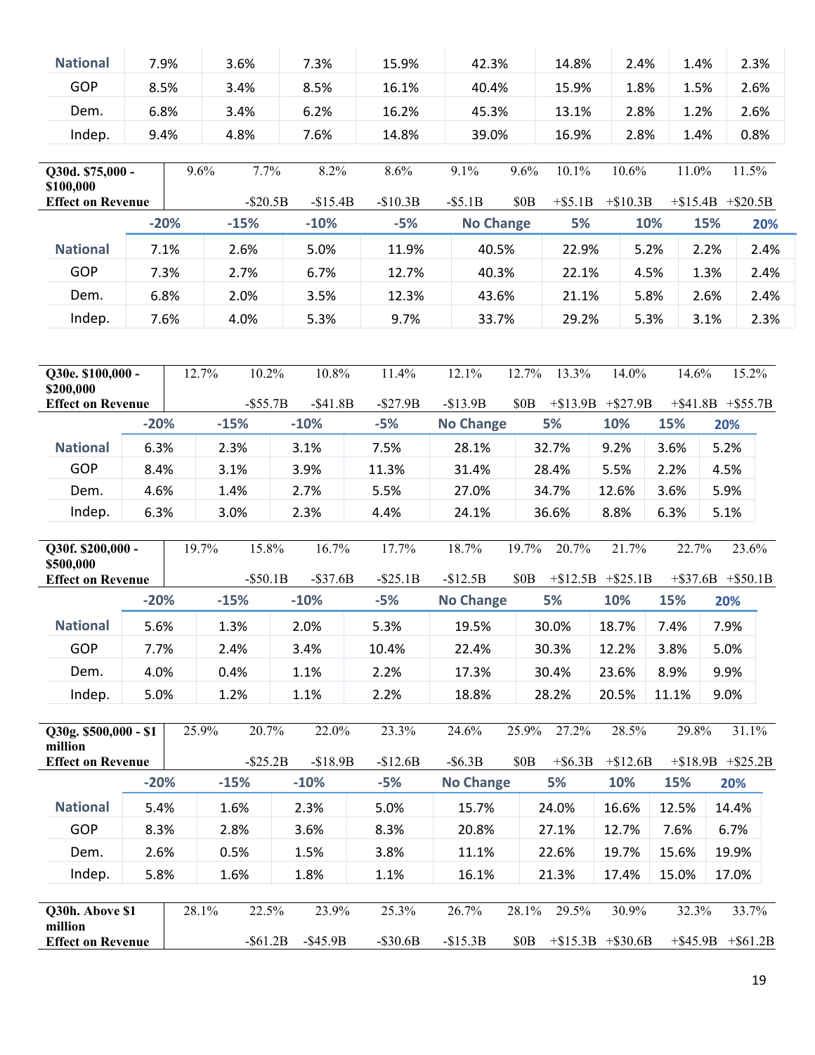| | | | | | | | | | |
|---|---|---|---|---|---|---|---|---|---|
| National | 7.9% | 3.6% | 7.3% | 15.9% | 42.3% | 14.8% | 2.4% | 1.4% | 2.3% |
| GOP | 8.5% | 3.4% | 8.5% | 16.1% | 40.4% | 15.9% | 1.8% | 1.5% | 2.6% |
| Dem. | 6.8% | 3.4% | 6.2% | 16.2% | 45.3% | 13.1% | 2.8% | 1.2% | 2.6% |
| Indep. | 9.4% | 4.8% | 7.6% | 14.8% | 39.0% | 16.9% | 2.8% | 1.4% | 0.8% |

| Q30d. $75,000 - $100,000 Effect on Revenue | 9.6% | 7.7% | 8.2% | 8.6% | 9.1% | 9.6% | 10.1% | 10.6% | 11.0% | 11.5% |
|---|---|---|---|---|---|---|---|---|---|---|
| | | -$20.5B | -$15.4B | -$10.3B | -$5.1B | $0B | +$5.1B | +$10.3B | +$15.4B | +$20.5B |

| | -20% | -15% | -10% | -5% | No Change | 5% | 10% | 15% | 20% |
|---|---|---|---|---|---|---|---|---|---|
| National | 7.1% | 2.6% | 5.0% | 11.9% | 40.5% | 22.9% | 5.2% | 2.2% | 2.4% |
| GOP | 7.3% | 2.7% | 6.7% | 12.7% | 40.3% | 22.1% | 4.5% | 1.3% | 2.4% |
| Dem. | 6.8% | 2.0% | 3.5% | 12.3% | 43.6% | 21.1% | 5.8% | 2.6% | 2.4% |
| Indep. | 7.6% | 4.0% | 5.3% | 9.7% | 33.7% | 29.2% | 5.3% | 3.1% | 2.3% |

| Q30e. $100,000 - $200,000 Effect on Revenue | 12.7% | 10.2% | 10.8% | 11.4% | 12.1% | 12.7% | 13.3% | 14.0% | 14.6% | 15.2% |
|---|---|---|---|---|---|---|---|---|---|---|
| | | -$55.7B | -$41.8B | -$27.9B | -$13.9B | $0B | +$13.9B | +$27.9B | +$41.8B | +$55.7B |

| | -20% | -15% | -10% | -5% | No Change | 5% | 10% | 15% | 20% |
|---|---|---|---|---|---|---|---|---|---|
| National | 6.3% | 2.3% | 3.1% | 7.5% | 28.1% | 32.7% | 9.2% | 3.6% | 5.2% |
| GOP | 8.4% | 3.1% | 3.9% | 11.3% | 31.4% | 28.4% | 5.5% | 2.2% | 4.5% |
| Dem. | 4.6% | 1.4% | 2.7% | 5.5% | 27.0% | 34.7% | 12.6% | 3.6% | 5.9% |
| Indep. | 6.3% | 3.0% | 2.3% | 4.4% | 24.1% | 36.6% | 8.8% | 6.3% | 5.1% |

| Q30f. $200,000 - $500,000 Effect on Revenue | 19.7% | 15.8% | 16.7% | 17.7% | 18.7% | 19.7% | 20.7% | 21.7% | 22.7% | 23.6% |
|---|---|---|---|---|---|---|---|---|---|---|
| | | -$50.1B | -$37.6B | -$25.1B | -$12.5B | $0B | +$12.5B | +$25.1B | +$37.6B | +$50.1B |

| | -20% | -15% | -10% | -5% | No Change | 5% | 10% | 15% | 20% |
|---|---|---|---|---|---|---|---|---|---|
| National | 5.6% | 1.3% | 2.0% | 5.3% | 19.5% | 30.0% | 18.7% | 7.4% | 7.9% |
| GOP | 7.7% | 2.4% | 3.4% | 10.4% | 22.4% | 30.3% | 12.2% | 3.8% | 5.0% |
| Dem. | 4.0% | 0.4% | 1.1% | 2.2% | 17.3% | 30.4% | 23.6% | 8.9% | 9.9% |
| Indep. | 5.0% | 1.2% | 1.1% | 2.2% | 18.8% | 28.2% | 20.5% | 11.1% | 9.0% |

| Q30g. $500,000 - $1 million Effect on Revenue | 25.9% | 20.7% | 22.0% | 23.3% | 24.6% | 25.9% | 27.2% | 28.5% | 29.8% | 31.1% |
|---|---|---|---|---|---|---|---|---|---|---|
| | | -$25.2B | -$18.9B | -$12.6B | -$6.3B | $0B | +$6.3B | +$12.6B | +$18.9B | +$25.2B |

| | -20% | -15% | -10% | -5% | No Change | 5% | 10% | 15% | 20% |
|---|---|---|---|---|---|---|---|---|---|
| National | 5.4% | 1.6% | 2.3% | 5.0% | 15.7% | 24.0% | 16.6% | 12.5% | 14.4% |
| GOP | 8.3% | 2.8% | 3.6% | 8.3% | 20.8% | 27.1% | 12.7% | 7.6% | 6.7% |
| Dem. | 2.6% | 0.5% | 1.5% | 3.8% | 11.1% | 22.6% | 19.7% | 15.6% | 19.9% |
| Indep. | 5.8% | 1.6% | 1.8% | 1.1% | 16.1% | 21.3% | 17.4% | 15.0% | 17.0% |

| Q30h. Above $1 million Effect on Revenue | 28.1% | 22.5% | 23.9% | 25.3% | 26.7% | 28.1% | 29.5% | 30.9% | 32.3% | 33.7% |
|---|---|---|---|---|---|---|---|---|---|---|
| | | -$61.2B | -$45.9B | -$30.6B | -$15.3B | $0B | +$15.3B | +$30.6B | +$45.9B | +$61.2B |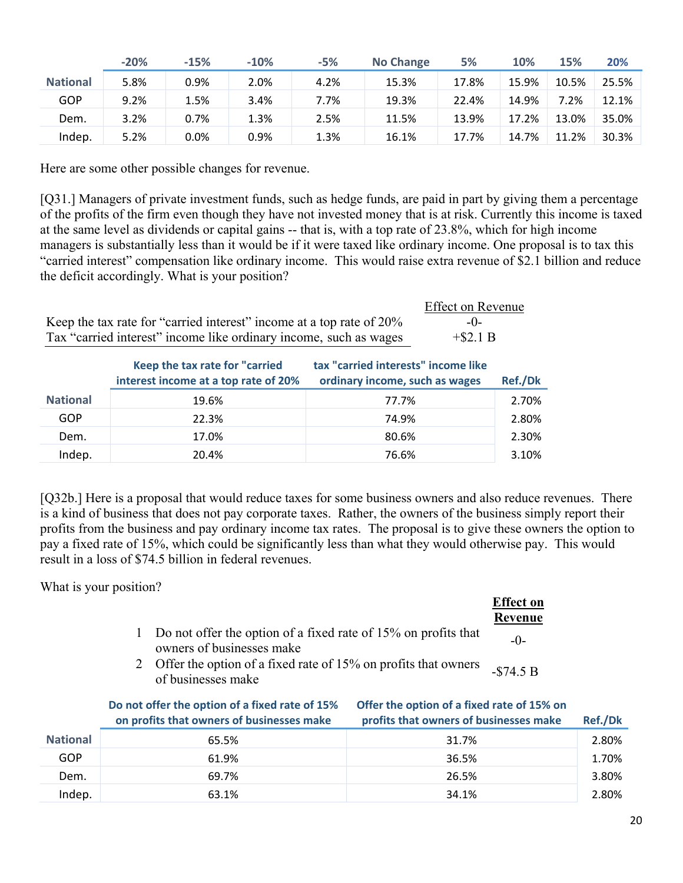| | -20% | -15% | -10% | -5% | No Change | 5% | 10% | 15% | 20% |
|---|---|---|---|---|---|---|---|---|---|
| **National** | 5.8% | 0.9% | 2.0% | 4.2% | 15.3% | 17.8% | 15.9% | 10.5% | 25.5% |
| GOP | 9.2% | 1.5% | 3.4% | 7.7% | 19.3% | 22.4% | 14.9% | 7.2% | 12.1% |
| Dem. | 3.2% | 0.7% | 1.3% | 2.5% | 11.5% | 13.9% | 17.2% | 13.0% | 35.0% |
| Indep. | 5.2% | 0.0% | 0.9% | 1.3% | 16.1% | 17.7% | 14.7% | 11.2% | 30.3% |

Here are some other possible changes for revenue.

[Q31.] Managers of private investment funds, such as hedge funds, are paid in part by giving them a percentage of the profits of the firm even though they have not invested money that is at risk. Currently this income is taxed at the same level as dividends or capital gains -- that is, with a top rate of 23.8%, which for high income managers is substantially less than it would be if it were taxed like ordinary income. One proposal is to tax this "carried interest" compensation like ordinary income. This would raise extra revenue of $2.1 billion and reduce the deficit accordingly. What is your position?

| | Effect on Revenue |
|---|---|
| Keep the tax rate for "carried interest" income at a top rate of 20% | -0- |
| Tax "carried interest" income like ordinary income, such as wages | +$2.1 B |

| | Keep the tax rate for "carried interest income at a top rate of 20% | tax "carried interests" income like ordinary income, such as wages | Ref./Dk |
|---|---|---|---|
| **National** | 19.6% | 77.7% | 2.70% |
| GOP | 22.3% | 74.9% | 2.80% |
| Dem. | 17.0% | 80.6% | 2.30% |
| Indep. | 20.4% | 76.6% | 3.10% |

[Q32b.] Here is a proposal that would reduce taxes for some business owners and also reduce revenues. There is a kind of business that does not pay corporate taxes. Rather, the owners of the business simply report their profits from the business and pay ordinary income tax rates. The proposal is to give these owners the option to pay a fixed rate of 15%, which could be significantly less than what they would otherwise pay. This would result in a loss of $74.5 billion in federal revenues.

What is your position?

| | | **Effect on Revenue** |
|---|---|---|
| 1 | Do not offer the option of a fixed rate of 15% on profits that owners of businesses make | -0- |
| 2 | Offer the option of a fixed rate of 15% on profits that owners of businesses make | -$74.5 B |

| | Do not offer the option of a fixed rate of 15% on profits that owners of businesses make | Offer the option of a fixed rate of 15% on profits that owners of businesses make | Ref./Dk |
|---|---|---|---|
| **National** | 65.5% | 31.7% | 2.80% |
| GOP | 61.9% | 36.5% | 1.70% |
| Dem. | 69.7% | 26.5% | 3.80% |
| Indep. | 63.1% | 34.1% | 2.80% |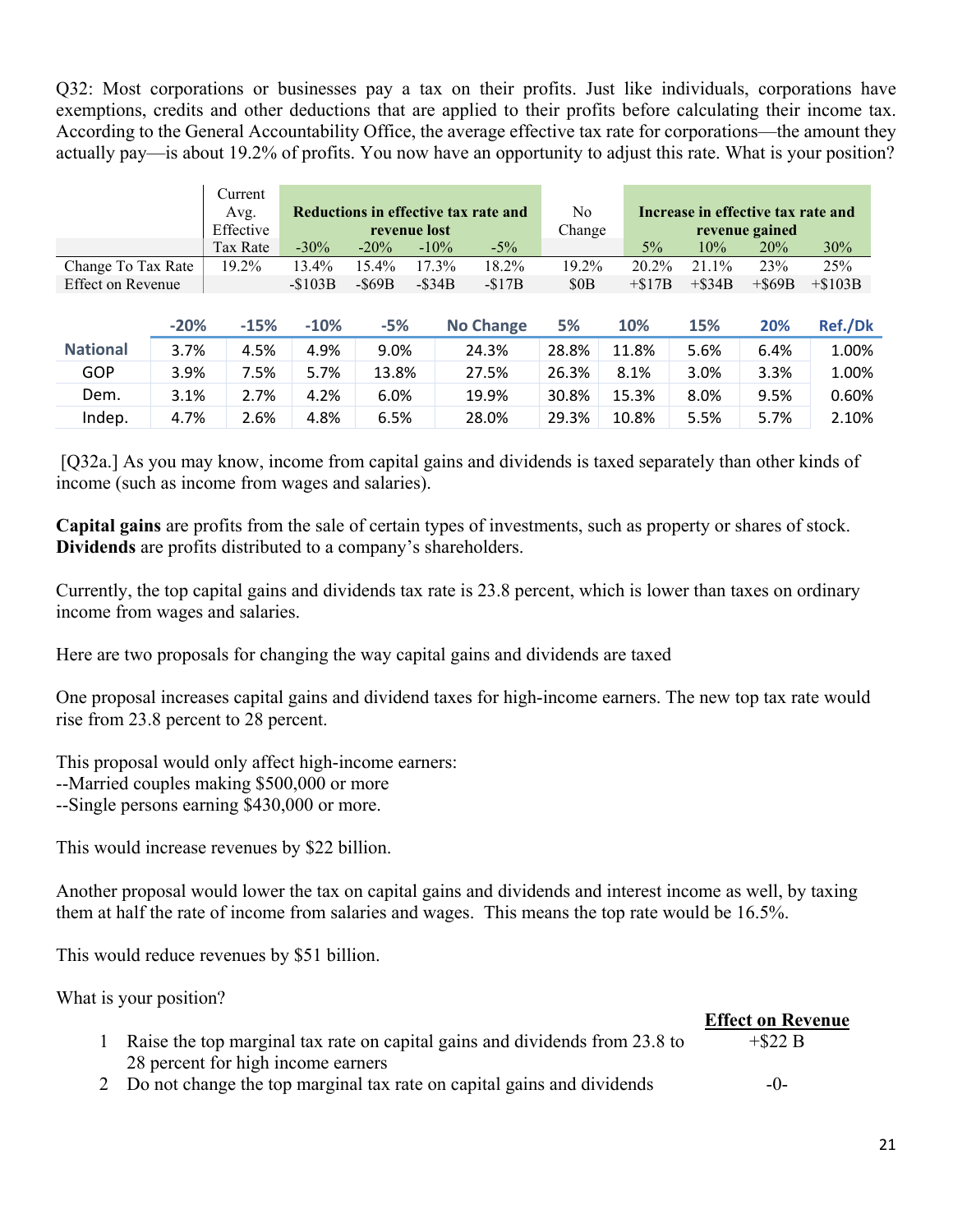Q32: Most corporations or businesses pay a tax on their profits. Just like individuals, corporations have exemptions, credits and other deductions that are applied to their profits before calculating their income tax. According to the General Accountability Office, the average effective tax rate for corporations—the amount they actually pay—is about 19.2% of profits. You now have an opportunity to adjust this rate. What is your position?

| | Current Avg. Effective Tax Rate | Reductions in effective tax rate and revenue lost | | | | No Change | Increase in effective tax rate and revenue gained | | | |
|---|---|---|---|---|---|---|---|---|---|---|
| | | -30% | -20% | -10% | -5% | | 5% | 10% | 20% | 30% |
| Change To Tax Rate | 19.2% | 13.4% | 15.4% | 17.3% | 18.2% | 19.2% | 20.2% | 21.1% | 23% | 25% |
| Effect on Revenue | | -$103B | -$69B | -$34B | -$17B | $0B | +$17B | +$34B | +$69B | +$103B |

| | -20% | -15% | -10% | -5% | No Change | 5% | 10% | 15% | 20% | Ref./Dk |
|---|---|---|---|---|---|---|---|---|---|---|
| **National** | 3.7% | 4.5% | 4.9% | 9.0% | 24.3% | 28.8% | 11.8% | 5.6% | 6.4% | 1.00% |
| GOP | 3.9% | 7.5% | 5.7% | 13.8% | 27.5% | 26.3% | 8.1% | 3.0% | 3.3% | 1.00% |
| Dem. | 3.1% | 2.7% | 4.2% | 6.0% | 19.9% | 30.8% | 15.3% | 8.0% | 9.5% | 0.60% |
| Indep. | 4.7% | 2.6% | 4.8% | 6.5% | 28.0% | 29.3% | 10.8% | 5.5% | 5.7% | 2.10% |

[Q32a.] As you may know, income from capital gains and dividends is taxed separately than other kinds of income (such as income from wages and salaries).

**Capital gains** are profits from the sale of certain types of investments, such as property or shares of stock. **Dividends** are profits distributed to a company's shareholders.

Currently, the top capital gains and dividends tax rate is 23.8 percent, which is lower than taxes on ordinary income from wages and salaries.

Here are two proposals for changing the way capital gains and dividends are taxed

One proposal increases capital gains and dividend taxes for high-income earners. The new top tax rate would rise from 23.8 percent to 28 percent.

This proposal would only affect high-income earners:
--Married couples making $500,000 or more
--Single persons earning $430,000 or more.

This would increase revenues by $22 billion.

Another proposal would lower the tax on capital gains and dividends and interest income as well, by taxing them at half the rate of income from salaries and wages. This means the top rate would be 16.5%.

This would reduce revenues by $51 billion.

What is your position?

| | | **Effect on Revenue** |
|---|---|---|
| 1 | Raise the top marginal tax rate on capital gains and dividends from 23.8 to 28 percent for high income earners | +$22 B |
| 2 | Do not change the top marginal tax rate on capital gains and dividends | -0- |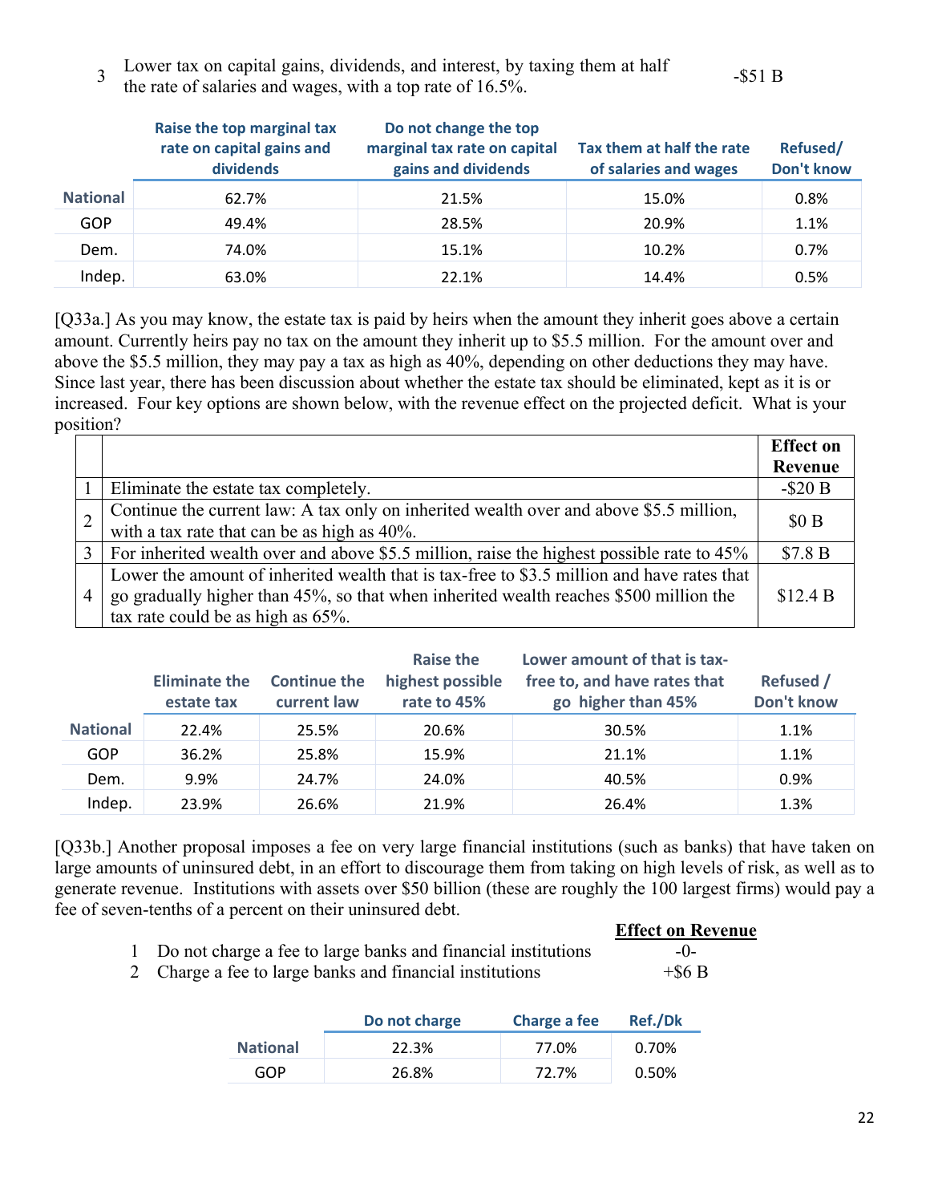3 Lower tax on capital gains, dividends, and interest, by taxing them at half the rate of salaries and wages, with a top rate of 16.5%. -$51 B

| | Raise the top marginal tax rate on capital gains and dividends | Do not change the top marginal tax rate on capital gains and dividends | Tax them at half the rate of salaries and wages | Refused/ Don't know |
|---|---|---|---|---|
| National | 62.7% | 21.5% | 15.0% | 0.8% |
| GOP | 49.4% | 28.5% | 20.9% | 1.1% |
| Dem. | 74.0% | 15.1% | 10.2% | 0.7% |
| Indep. | 63.0% | 22.1% | 14.4% | 0.5% |

[Q33a.] As you may know, the estate tax is paid by heirs when the amount they inherit goes above a certain amount. Currently heirs pay no tax on the amount they inherit up to $5.5 million. For the amount over and above the $5.5 million, they may pay a tax as high as 40%, depending on other deductions they may have. Since last year, there has been discussion about whether the estate tax should be eliminated, kept as it is or increased. Four key options are shown below, with the revenue effect on the projected deficit. What is your position?

| | | Effect on Revenue |
|---|---|---|
| 1 | Eliminate the estate tax completely. | -$20 B |
| 2 | Continue the current law: A tax only on inherited wealth over and above $5.5 million, with a tax rate that can be as high as 40%. | $0 B |
| 3 | For inherited wealth over and above $5.5 million, raise the highest possible rate to 45% | $7.8 B |
| 4 | Lower the amount of inherited wealth that is tax-free to $3.5 million and have rates that go gradually higher than 45%, so that when inherited wealth reaches $500 million the tax rate could be as high as 65%. | $12.4 B |

| | Eliminate the estate tax | Continue the current law | Raise the highest possible rate to 45% | Lower amount of that is tax-free to, and have rates that go higher than 45% | Refused / Don't know |
|---|---|---|---|---|---|
| National | 22.4% | 25.5% | 20.6% | 30.5% | 1.1% |
| GOP | 36.2% | 25.8% | 15.9% | 21.1% | 1.1% |
| Dem. | 9.9% | 24.7% | 24.0% | 40.5% | 0.9% |
| Indep. | 23.9% | 26.6% | 21.9% | 26.4% | 1.3% |

[Q33b.] Another proposal imposes a fee on very large financial institutions (such as banks) that have taken on large amounts of uninsured debt, in an effort to discourage them from taking on high levels of risk, as well as to generate revenue. Institutions with assets over $50 billion (these are roughly the 100 largest firms) would pay a fee of seven-tenths of a percent on their uninsured debt.

| | | Effect on Revenue |
|---|---|---|
| 1 | Do not charge a fee to large banks and financial institutions | -0- |
| 2 | Charge a fee to large banks and financial institutions | +$6 B |

| | Do not charge | Charge a fee | Ref./Dk |
|---|---|---|---|
| National | 22.3% | 77.0% | 0.70% |
| GOP | 26.8% | 72.7% | 0.50% |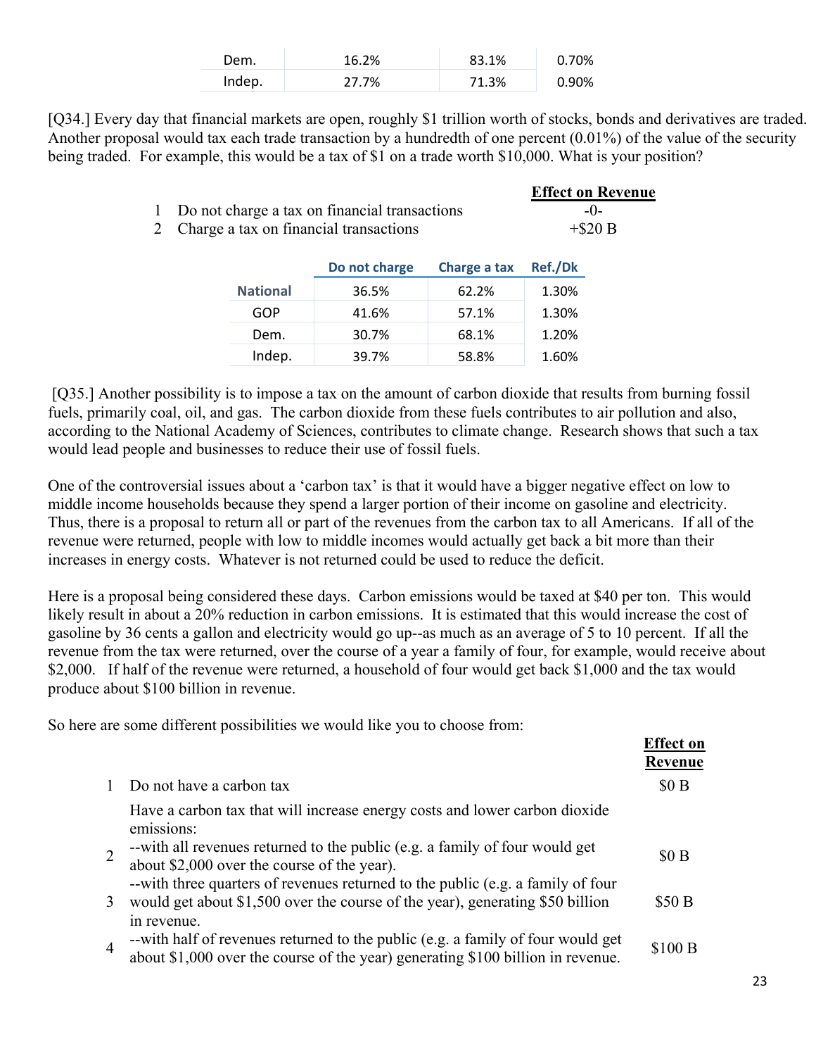| Dem. | 16.2% | 83.1% | 0.70% |
|---|---|---|---|
| Indep. | 27.7% | 71.3% | 0.90% |

[Q34.] Every day that financial markets are open, roughly $1 trillion worth of stocks, bonds and derivatives are traded. Another proposal would tax each trade transaction by a hundredth of one percent (0.01%) of the value of the security being traded. For example, this would be a tax of $1 on a trade worth $10,000. What is your position?

| | | Effect on Revenue |
|---|---|---|
| 1 | Do not charge a tax on financial transactions | -0- |
| 2 | Charge a tax on financial transactions | +$20 B |

| | Do not charge | Charge a tax | Ref./Dk |
|---|---|---|---|
| **National** | 36.5% | 62.2% | 1.30% |
| GOP | 41.6% | 57.1% | 1.30% |
| Dem. | 30.7% | 68.1% | 1.20% |
| Indep. | 39.7% | 58.8% | 1.60% |

[Q35.] Another possibility is to impose a tax on the amount of carbon dioxide that results from burning fossil fuels, primarily coal, oil, and gas. The carbon dioxide from these fuels contributes to air pollution and also, according to the National Academy of Sciences, contributes to climate change. Research shows that such a tax would lead people and businesses to reduce their use of fossil fuels.

One of the controversial issues about a 'carbon tax' is that it would have a bigger negative effect on low to middle income households because they spend a larger portion of their income on gasoline and electricity. Thus, there is a proposal to return all or part of the revenues from the carbon tax to all Americans. If all of the revenue were returned, people with low to middle incomes would actually get back a bit more than their increases in energy costs. Whatever is not returned could be used to reduce the deficit.

Here is a proposal being considered these days. Carbon emissions would be taxed at $40 per ton. This would likely result in about a 20% reduction in carbon emissions. It is estimated that this would increase the cost of gasoline by 36 cents a gallon and electricity would go up--as much as an average of 5 to 10 percent. If all the revenue from the tax were returned, over the course of a year a family of four, for example, would receive about $2,000. If half of the revenue were returned, a household of four would get back $1,000 and the tax would produce about $100 billion in revenue.

So here are some different possibilities we would like you to choose from:

| | | Effect on Revenue |
|---|---|---|
| 1 | Do not have a carbon tax | $0 B |
| | Have a carbon tax that will increase energy costs and lower carbon dioxide emissions: | |
| 2 | --with all revenues returned to the public (e.g. a family of four would get about $2,000 over the course of the year). | $0 B |
| 3 | --with three quarters of revenues returned to the public (e.g. a family of four would get about $1,500 over the course of the year), generating $50 billion in revenue. | $50 B |
| 4 | --with half of revenues returned to the public (e.g. a family of four would get about $1,000 over the course of the year) generating $100 billion in revenue. | $100 B |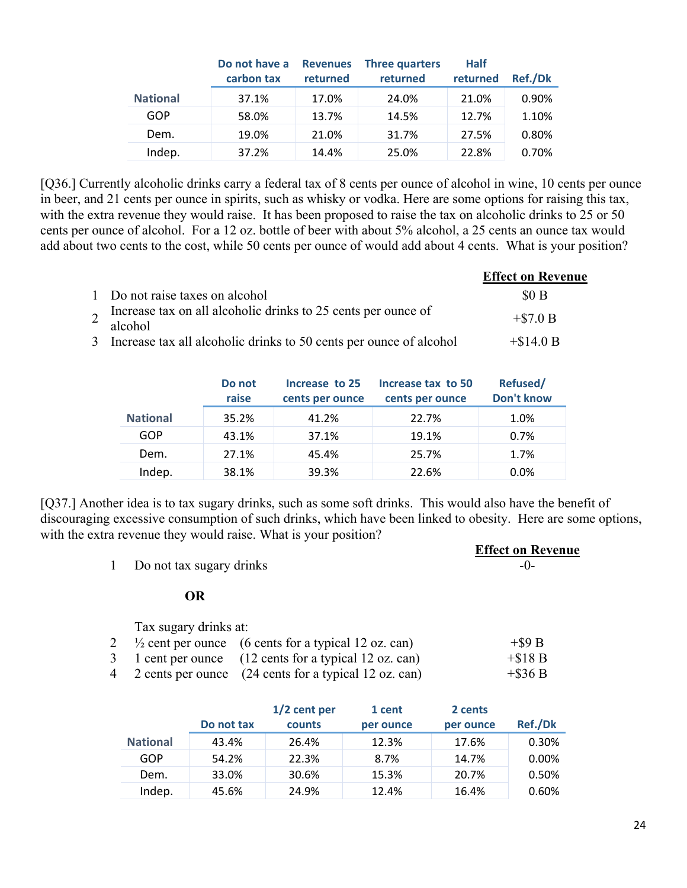| | Do not have a carbon tax | Revenues returned | Three quarters returned | Half returned | Ref./Dk |
|---|---|---|---|---|---|
| National | 37.1% | 17.0% | 24.0% | 21.0% | 0.90% |
| GOP | 58.0% | 13.7% | 14.5% | 12.7% | 1.10% |
| Dem. | 19.0% | 21.0% | 31.7% | 27.5% | 0.80% |
| Indep. | 37.2% | 14.4% | 25.0% | 22.8% | 0.70% |

[Q36.] Currently alcoholic drinks carry a federal tax of 8 cents per ounce of alcohol in wine, 10 cents per ounce in beer, and 21 cents per ounce in spirits, such as whisky or vodka. Here are some options for raising this tax, with the extra revenue they would raise. It has been proposed to raise the tax on alcoholic drinks to 25 or 50 cents per ounce of alcohol. For a 12 oz. bottle of beer with about 5% alcohol, a 25 cents an ounce tax would add about two cents to the cost, while 50 cents per ounce of would add about 4 cents. What is your position?

| | | Effect on Revenue |
|---|---|---|
| 1 | Do not raise taxes on alcohol | $0 B |
| 2 | Increase tax on all alcoholic drinks to 25 cents per ounce of alcohol | +$7.0 B |
| 3 | Increase tax all alcoholic drinks to 50 cents per ounce of alcohol | +$14.0 B |

| | Do not raise | Increase to 25 cents per ounce | Increase tax to 50 cents per ounce | Refused/ Don't know |
|---|---|---|---|---|
| National | 35.2% | 41.2% | 22.7% | 1.0% |
| GOP | 43.1% | 37.1% | 19.1% | 0.7% |
| Dem. | 27.1% | 45.4% | 25.7% | 1.7% |
| Indep. | 38.1% | 39.3% | 22.6% | 0.0% |

[Q37.] Another idea is to tax sugary drinks, such as some soft drinks. This would also have the benefit of discouraging excessive consumption of such drinks, which have been linked to obesity. Here are some options, with the extra revenue they would raise. What is your position?

| | | Effect on Revenue |
|---|---|---|
| 1 | Do not tax sugary drinks | -0- |
| | **OR** | |
| | Tax sugary drinks at: | |
| 2 | ½ cent per ounce (6 cents for a typical 12 oz. can) | +$9 B |
| 3 | 1 cent per ounce (12 cents for a typical 12 oz. can) | +$18 B |
| 4 | 2 cents per ounce (24 cents for a typical 12 oz. can) | +$36 B |

| | Do not tax | 1/2 cent per counts | 1 cent per ounce | 2 cents per ounce | Ref./Dk |
|---|---|---|---|---|---|
| National | 43.4% | 26.4% | 12.3% | 17.6% | 0.30% |
| GOP | 54.2% | 22.3% | 8.7% | 14.7% | 0.00% |
| Dem. | 33.0% | 30.6% | 15.3% | 20.7% | 0.50% |
| Indep. | 45.6% | 24.9% | 12.4% | 16.4% | 0.60% |